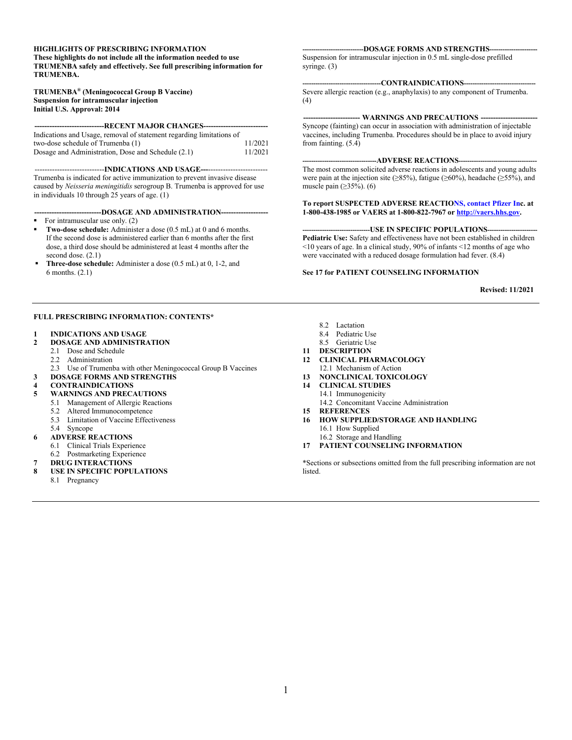**HIGHLIGHTS OF PRESCRIBING INFORMATION**
**These highlights do not include all the information needed to use TRUMENBA safely and effectively. See full prescribing information for TRUMENBA.**

**TRUMENBA® (Meningococcal Group B Vaccine)**
**Suspension for intramuscular injection**
**Initial U.S. Approval: 2014**

**---RECENT MAJOR CHANGES---**

| | |
|---|---|
| Indications and Usage, removal of statement regarding limitations of two-dose schedule of Trumenba (1) | 11/2021 |
| Dosage and Administration, Dose and Schedule (2.1) | 11/2021 |

**---INDICATIONS AND USAGE---**

Trumenba is indicated for active immunization to prevent invasive disease caused by *Neisseria meningitidis* serogroup B. Trumenba is approved for use in individuals 10 through 25 years of age. (1)

**---DOSAGE AND ADMINISTRATION---**

- For intramuscular use only. (2)
- **Two-dose schedule:** Administer a dose (0.5 mL) at 0 and 6 months. If the second dose is administered earlier than 6 months after the first dose, a third dose should be administered at least 4 months after the second dose. (2.1)
- **Three-dose schedule:** Administer a dose (0.5 mL) at 0, 1-2, and 6 months. (2.1)

**---DOSAGE FORMS AND STRENGTHS---**

Suspension for intramuscular injection in 0.5 mL single-dose prefilled syringe. (3)

**---CONTRAINDICATIONS---**

Severe allergic reaction (e.g., anaphylaxis) to any component of Trumenba. (4)

**--- WARNINGS AND PRECAUTIONS ---**

Syncope (fainting) can occur in association with administration of injectable vaccines, including Trumenba. Procedures should be in place to avoid injury from fainting. (5.4)

**---ADVERSE REACTIONS---**

The most common solicited adverse reactions in adolescents and young adults were pain at the injection site (≥85%), fatigue (≥60%), headache (≥55%), and muscle pain (≥35%). (6)

**To report SUSPECTED ADVERSE REACTIONS, contact Pfizer Inc. at 1-800-438-1985 or VAERS at 1-800-822-7967 or http://vaers.hhs.gov.**

**---USE IN SPECIFIC POPULATIONS---**

**Pediatric Use:** Safety and effectiveness have not been established in children <10 years of age. In a clinical study, 90% of infants <12 months of age who were vaccinated with a reduced dosage formulation had fever. (8.4)

**See 17 for PATIENT COUNSELING INFORMATION**

**Revised: 11/2021**

---

**FULL PRESCRIBING INFORMATION: CONTENTS***

**1 INDICATIONS AND USAGE**
**2 DOSAGE AND ADMINISTRATION**
- 2.1 Dose and Schedule
- 2.2 Administration
- 2.3 Use of Trumenba with other Meningococcal Group B Vaccines

**3 DOSAGE FORMS AND STRENGTHS**
**4 CONTRAINDICATIONS**
**5 WARNINGS AND PRECAUTIONS**
- 5.1 Management of Allergic Reactions
- 5.2 Altered Immunocompetence
- 5.3 Limitation of Vaccine Effectiveness
- 5.4 Syncope

**6 ADVERSE REACTIONS**
- 6.1 Clinical Trials Experience
- 6.2 Postmarketing Experience

**7 DRUG INTERACTIONS**
**8 USE IN SPECIFIC POPULATIONS**
- 8.1 Pregnancy
- 8.2 Lactation
- 8.4 Pediatric Use
- 8.5 Geriatric Use

**11 DESCRIPTION**
**12 CLINICAL PHARMACOLOGY**
- 12.1 Mechanism of Action

**13 NONCLINICAL TOXICOLOGY**
**14 CLINICAL STUDIES**
- 14.1 Immunogenicity
- 14.2 Concomitant Vaccine Administration

**15 REFERENCES**
**16 HOW SUPPLIED/STORAGE AND HANDLING**
- 16.1 How Supplied
- 16.2 Storage and Handling

**17 PATIENT COUNSELING INFORMATION**

*Sections or subsections omitted from the full prescribing information are not listed.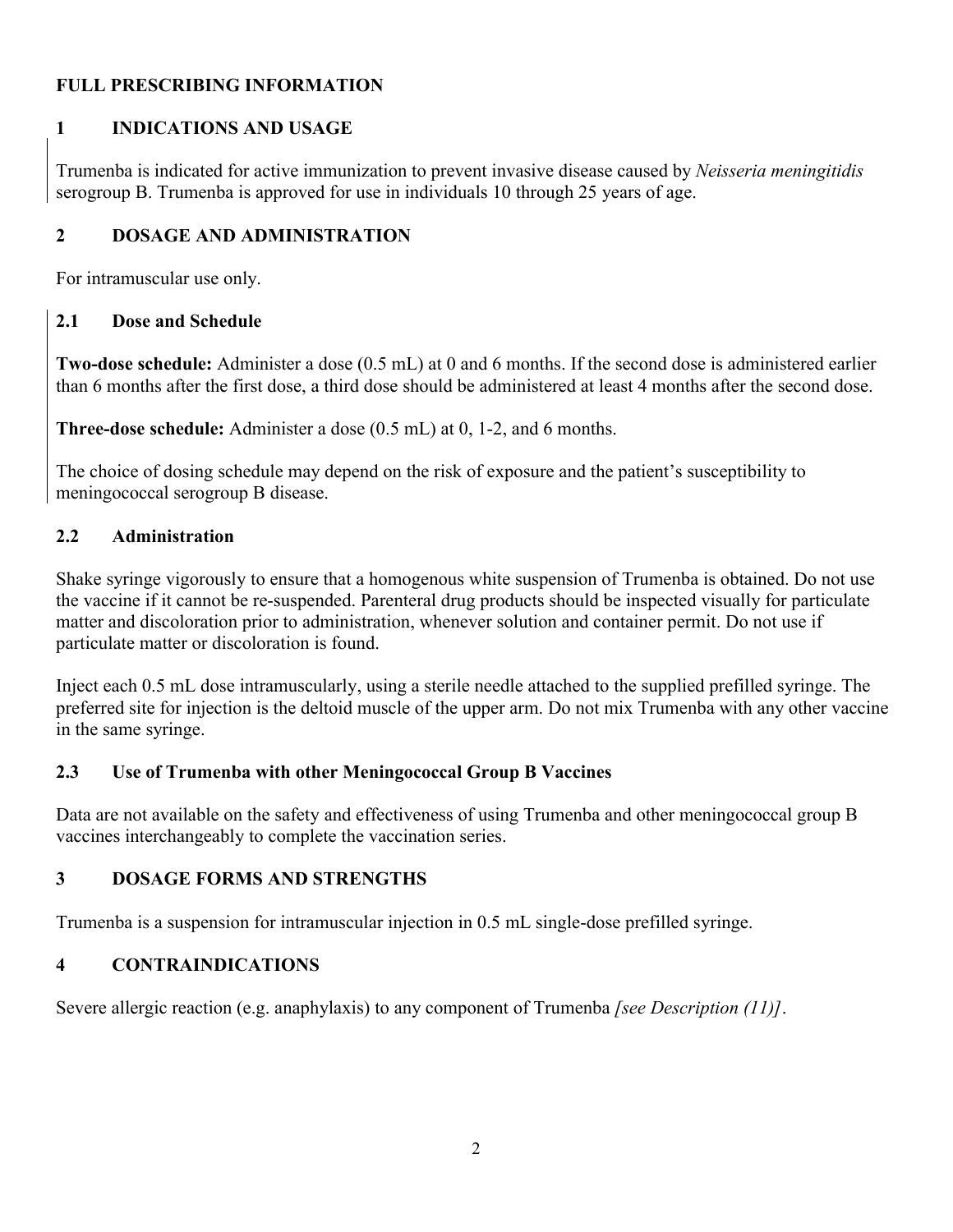# FULL PRESCRIBING INFORMATION

## 1 INDICATIONS AND USAGE

Trumenba is indicated for active immunization to prevent invasive disease caused by *Neisseria meningitidis* serogroup B. Trumenba is approved for use in individuals 10 through 25 years of age.

## 2 DOSAGE AND ADMINISTRATION

For intramuscular use only.

### 2.1 Dose and Schedule

**Two-dose schedule:** Administer a dose (0.5 mL) at 0 and 6 months. If the second dose is administered earlier than 6 months after the first dose, a third dose should be administered at least 4 months after the second dose.

**Three-dose schedule:** Administer a dose (0.5 mL) at 0, 1-2, and 6 months.

The choice of dosing schedule may depend on the risk of exposure and the patient's susceptibility to meningococcal serogroup B disease.

### 2.2 Administration

Shake syringe vigorously to ensure that a homogenous white suspension of Trumenba is obtained. Do not use the vaccine if it cannot be re-suspended. Parenteral drug products should be inspected visually for particulate matter and discoloration prior to administration, whenever solution and container permit. Do not use if particulate matter or discoloration is found.

Inject each 0.5 mL dose intramuscularly, using a sterile needle attached to the supplied prefilled syringe. The preferred site for injection is the deltoid muscle of the upper arm. Do not mix Trumenba with any other vaccine in the same syringe.

### 2.3 Use of Trumenba with other Meningococcal Group B Vaccines

Data are not available on the safety and effectiveness of using Trumenba and other meningococcal group B vaccines interchangeably to complete the vaccination series.

## 3 DOSAGE FORMS AND STRENGTHS

Trumenba is a suspension for intramuscular injection in 0.5 mL single-dose prefilled syringe.

## 4 CONTRAINDICATIONS

Severe allergic reaction (e.g. anaphylaxis) to any component of Trumenba *[see Description (11)]*.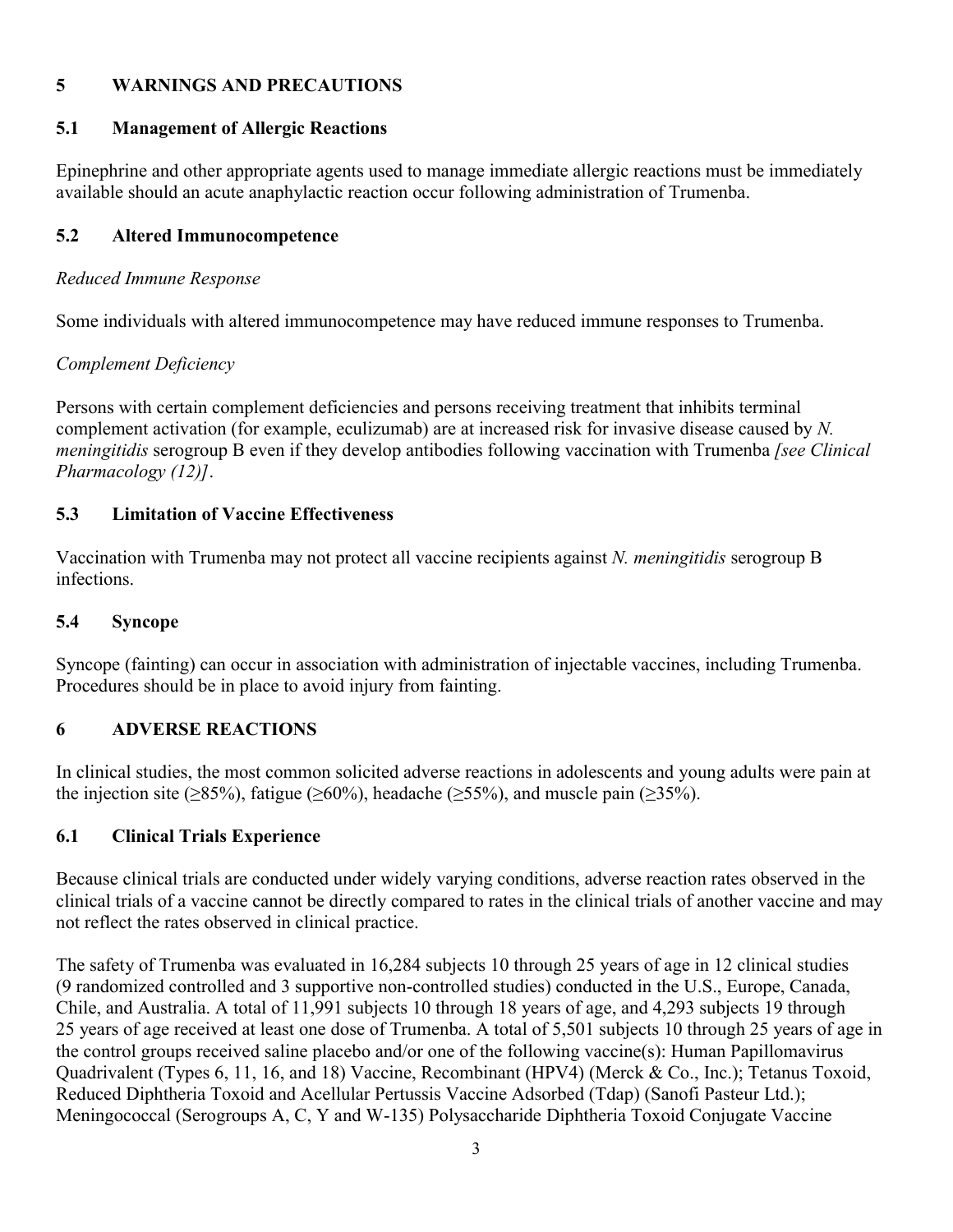## 5 WARNINGS AND PRECAUTIONS

### 5.1 Management of Allergic Reactions

Epinephrine and other appropriate agents used to manage immediate allergic reactions must be immediately available should an acute anaphylactic reaction occur following administration of Trumenba.

### 5.2 Altered Immunocompetence

*Reduced Immune Response*

Some individuals with altered immunocompetence may have reduced immune responses to Trumenba.

*Complement Deficiency*

Persons with certain complement deficiencies and persons receiving treatment that inhibits terminal complement activation (for example, eculizumab) are at increased risk for invasive disease caused by *N. meningitidis* serogroup B even if they develop antibodies following vaccination with Trumenba *[see Clinical Pharmacology (12)]*.

### 5.3 Limitation of Vaccine Effectiveness

Vaccination with Trumenba may not protect all vaccine recipients against *N. meningitidis* serogroup B infections.

### 5.4 Syncope

Syncope (fainting) can occur in association with administration of injectable vaccines, including Trumenba. Procedures should be in place to avoid injury from fainting.

## 6 ADVERSE REACTIONS

In clinical studies, the most common solicited adverse reactions in adolescents and young adults were pain at the injection site (≥85%), fatigue (≥60%), headache (≥55%), and muscle pain (≥35%).

### 6.1 Clinical Trials Experience

Because clinical trials are conducted under widely varying conditions, adverse reaction rates observed in the clinical trials of a vaccine cannot be directly compared to rates in the clinical trials of another vaccine and may not reflect the rates observed in clinical practice.

The safety of Trumenba was evaluated in 16,284 subjects 10 through 25 years of age in 12 clinical studies (9 randomized controlled and 3 supportive non-controlled studies) conducted in the U.S., Europe, Canada, Chile, and Australia. A total of 11,991 subjects 10 through 18 years of age, and 4,293 subjects 19 through 25 years of age received at least one dose of Trumenba. A total of 5,501 subjects 10 through 25 years of age in the control groups received saline placebo and/or one of the following vaccine(s): Human Papillomavirus Quadrivalent (Types 6, 11, 16, and 18) Vaccine, Recombinant (HPV4) (Merck & Co., Inc.); Tetanus Toxoid, Reduced Diphtheria Toxoid and Acellular Pertussis Vaccine Adsorbed (Tdap) (Sanofi Pasteur Ltd.); Meningococcal (Serogroups A, C, Y and W-135) Polysaccharide Diphtheria Toxoid Conjugate Vaccine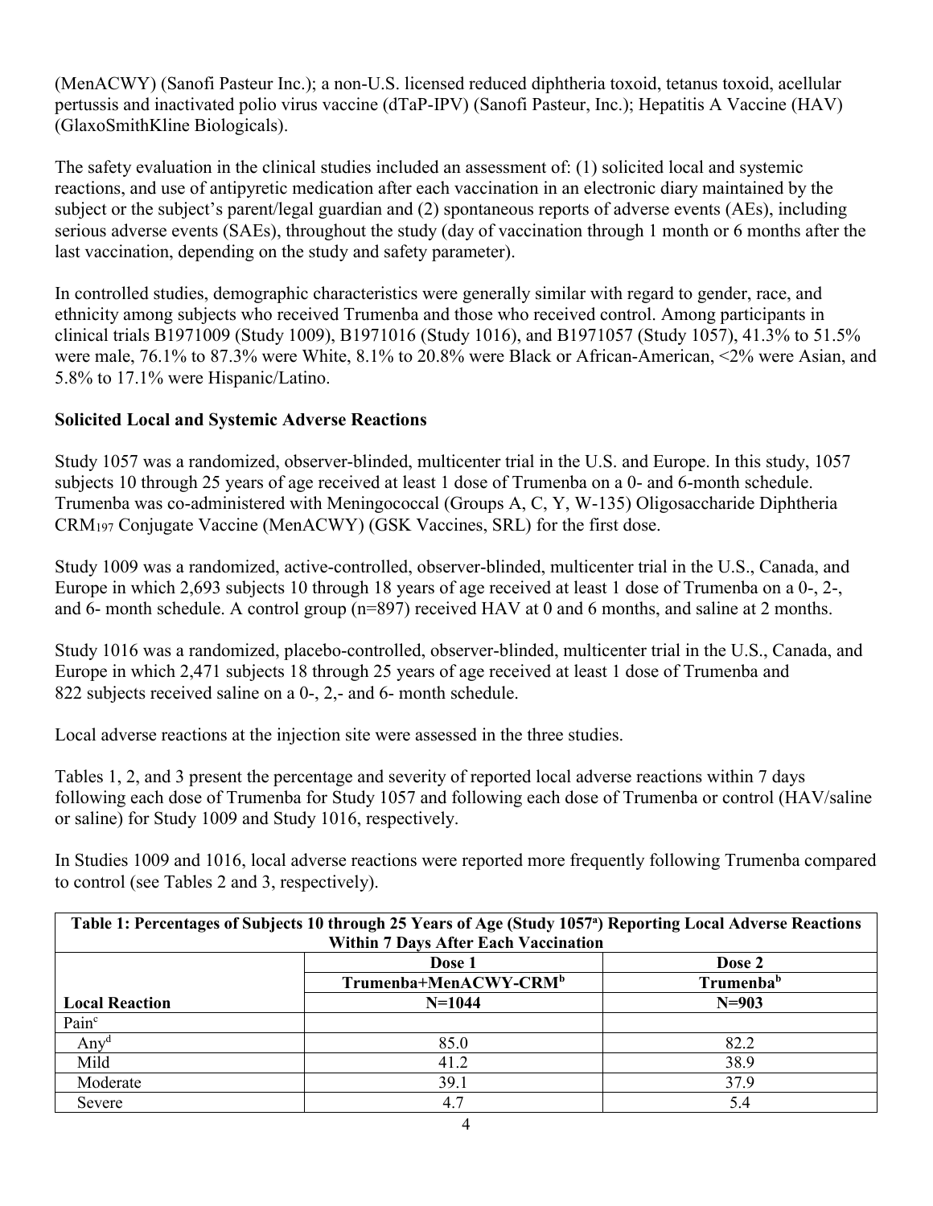(MenACWY) (Sanofi Pasteur Inc.); a non-U.S. licensed reduced diphtheria toxoid, tetanus toxoid, acellular pertussis and inactivated polio virus vaccine (dTaP-IPV) (Sanofi Pasteur, Inc.); Hepatitis A Vaccine (HAV) (GlaxoSmithKline Biologicals).

The safety evaluation in the clinical studies included an assessment of: (1) solicited local and systemic reactions, and use of antipyretic medication after each vaccination in an electronic diary maintained by the subject or the subject's parent/legal guardian and (2) spontaneous reports of adverse events (AEs), including serious adverse events (SAEs), throughout the study (day of vaccination through 1 month or 6 months after the last vaccination, depending on the study and safety parameter).

In controlled studies, demographic characteristics were generally similar with regard to gender, race, and ethnicity among subjects who received Trumenba and those who received control. Among participants in clinical trials B1971009 (Study 1009), B1971016 (Study 1016), and B1971057 (Study 1057), 41.3% to 51.5% were male, 76.1% to 87.3% were White, 8.1% to 20.8% were Black or African-American, <2% were Asian, and 5.8% to 17.1% were Hispanic/Latino.

**Solicited Local and Systemic Adverse Reactions**

Study 1057 was a randomized, observer-blinded, multicenter trial in the U.S. and Europe. In this study, 1057 subjects 10 through 25 years of age received at least 1 dose of Trumenba on a 0- and 6-month schedule. Trumenba was co-administered with Meningococcal (Groups A, C, Y, W-135) Oligosaccharide Diphtheria $CRM_{197}$ Conjugate Vaccine (MenACWY) (GSK Vaccines, SRL) for the first dose.

Study 1009 was a randomized, active-controlled, observer-blinded, multicenter trial in the U.S., Canada, and Europe in which 2,693 subjects 10 through 18 years of age received at least 1 dose of Trumenba on a 0-, 2-, and 6- month schedule. A control group (n=897) received HAV at 0 and 6 months, and saline at 2 months.

Study 1016 was a randomized, placebo-controlled, observer-blinded, multicenter trial in the U.S., Canada, and Europe in which 2,471 subjects 18 through 25 years of age received at least 1 dose of Trumenba and 822 subjects received saline on a 0-, 2,- and 6- month schedule.

Local adverse reactions at the injection site were assessed in the three studies.

Tables 1, 2, and 3 present the percentage and severity of reported local adverse reactions within 7 days following each dose of Trumenba for Study 1057 and following each dose of Trumenba or control (HAV/saline or saline) for Study 1009 and Study 1016, respectively.

In Studies 1009 and 1016, local adverse reactions were reported more frequently following Trumenba compared to control (see Tables 2 and 3, respectively).

**Table 1: Percentages of Subjects 10 through 25 Years of Age (Study 1057[a]) Reporting Local Adverse Reactions Within 7 Days After Each Vaccination**

| | Dose 1 | Dose 2 |
|---|---|---|
| | **Trumenba+MenACWY-CRM[b]** | **Trumenba[b]** |
| **Local Reaction** | **N=1044** | **N=903** |
| Pain[c] | | |
| Any[d] | 85.0 | 82.2 |
| Mild | 41.2 | 38.9 |
| Moderate | 39.1 | 37.9 |
| Severe | 4.7 | 5.4 |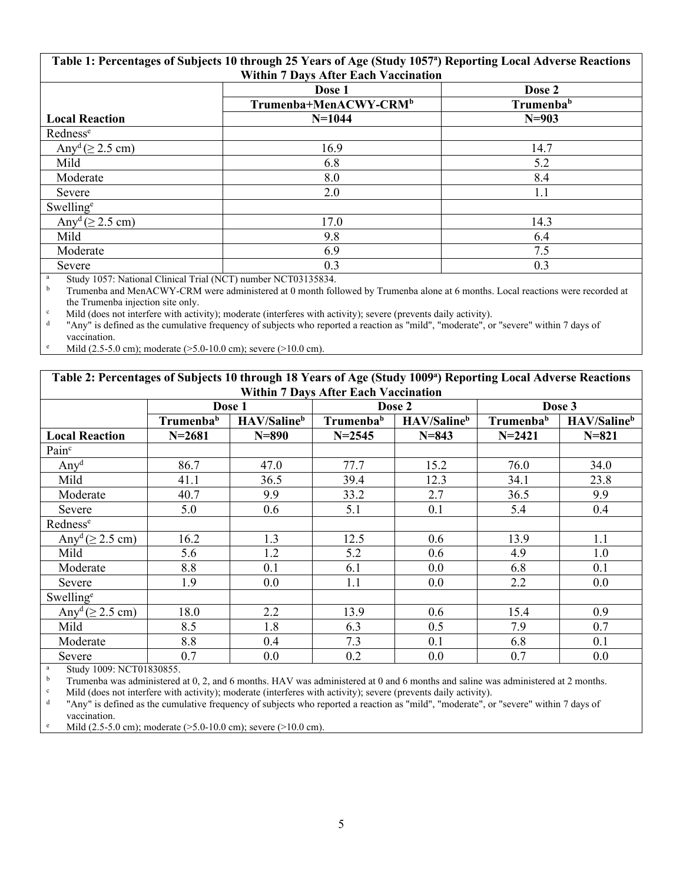**Table 1: Percentages of Subjects 10 through 25 Years of Age (Study 1057[a]) Reporting Local Adverse Reactions Within 7 Days After Each Vaccination**

| | Dose 1 | Dose 2 |
|---|---|---|
| | Trumenba+MenACWY-CRM[b] | Trumenba[b] |
| **Local Reaction** | **N=1044** | **N=903** |
| Redness[e] | | |
| Any[d] (≥ 2.5 cm) | 16.9 | 14.7 |
| Mild | 6.8 | 5.2 |
| Moderate | 8.0 | 8.4 |
| Severe | 2.0 | 1.1 |
| Swelling[e] | | |
| Any[d] (≥ 2.5 cm) | 17.0 | 14.3 |
| Mild | 9.8 | 6.4 |
| Moderate | 6.9 | 7.5 |
| Severe | 0.3 | 0.3 |

[a] Study 1057: National Clinical Trial (NCT) number NCT03135834.
[b] Trumenba and MenACWY-CRM were administered at 0 month followed by Trumenba alone at 6 months. Local reactions were recorded at the Trumenba injection site only.
[c] Mild (does not interfere with activity); moderate (interferes with activity); severe (prevents daily activity).
[d] "Any" is defined as the cumulative frequency of subjects who reported a reaction as "mild", "moderate", or "severe" within 7 days of vaccination.
[e] Mild (2.5-5.0 cm); moderate (>5.0-10.0 cm); severe (>10.0 cm).

**Table 2: Percentages of Subjects 10 through 18 Years of Age (Study 1009[a]) Reporting Local Adverse Reactions Within 7 Days After Each Vaccination**

| | Dose 1 | | Dose 2 | | Dose 3 | |
|---|---|---|---|---|---|---|
| | Trumenba[b] | HAV/Saline[b] | Trumenba[b] | HAV/Saline[b] | Trumenba[b] | HAV/Saline[b] |
| **Local Reaction** | **N=2681** | **N=890** | **N=2545** | **N=843** | **N=2421** | **N=821** |
| Pain[c] | | | | | | |
| Any[d] | 86.7 | 47.0 | 77.7 | 15.2 | 76.0 | 34.0 |
| Mild | 41.1 | 36.5 | 39.4 | 12.3 | 34.1 | 23.8 |
| Moderate | 40.7 | 9.9 | 33.2 | 2.7 | 36.5 | 9.9 |
| Severe | 5.0 | 0.6 | 5.1 | 0.1 | 5.4 | 0.4 |
| Redness[e] | | | | | | |
| Any[d] (≥ 2.5 cm) | 16.2 | 1.3 | 12.5 | 0.6 | 13.9 | 1.1 |
| Mild | 5.6 | 1.2 | 5.2 | 0.6 | 4.9 | 1.0 |
| Moderate | 8.8 | 0.1 | 6.1 | 0.0 | 6.8 | 0.1 |
| Severe | 1.9 | 0.0 | 1.1 | 0.0 | 2.2 | 0.0 |
| Swelling[e] | | | | | | |
| Any[d] (≥ 2.5 cm) | 18.0 | 2.2 | 13.9 | 0.6 | 15.4 | 0.9 |
| Mild | 8.5 | 1.8 | 6.3 | 0.5 | 7.9 | 0.7 |
| Moderate | 8.8 | 0.4 | 7.3 | 0.1 | 6.8 | 0.1 |
| Severe | 0.7 | 0.0 | 0.2 | 0.0 | 0.7 | 0.0 |

[a] Study 1009: NCT01830855.
[b] Trumenba was administered at 0, 2, and 6 months. HAV was administered at 0 and 6 months and saline was administered at 2 months.
[c] Mild (does not interfere with activity); moderate (interferes with activity); severe (prevents daily activity).
[d] "Any" is defined as the cumulative frequency of subjects who reported a reaction as "mild", "moderate", or "severe" within 7 days of vaccination.
[e] Mild (2.5-5.0 cm); moderate (>5.0-10.0 cm); severe (>10.0 cm).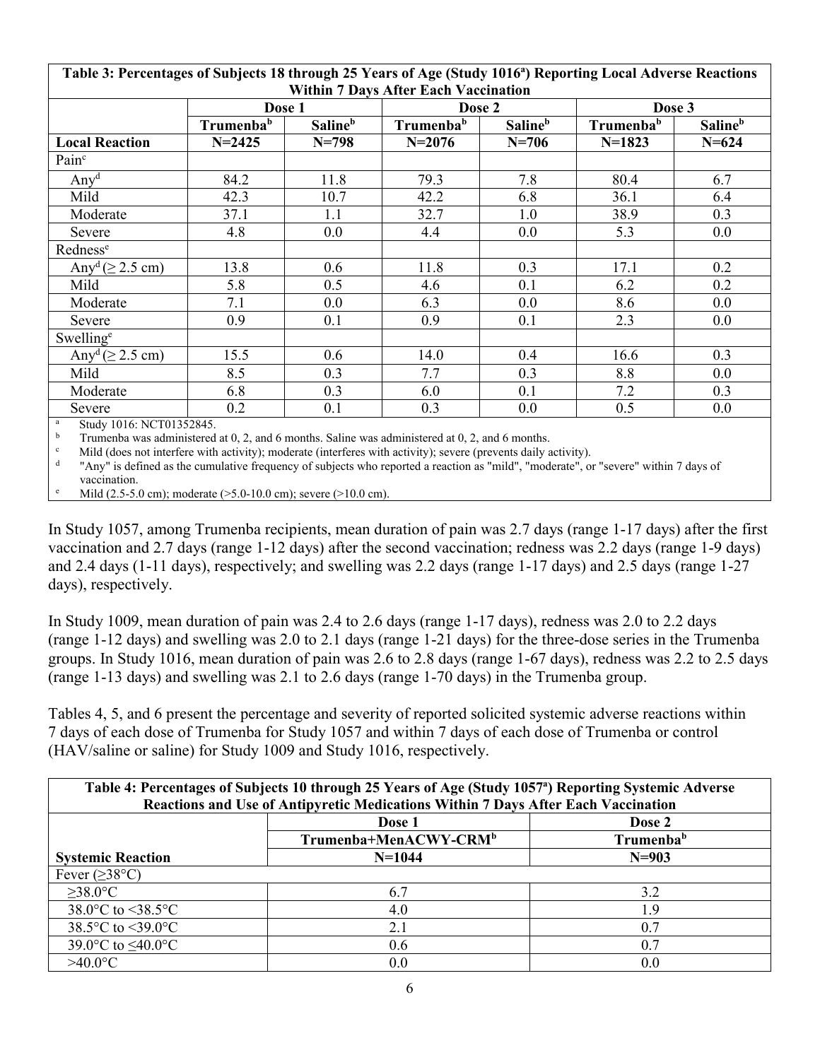| Table 3: Percentages of Subjects 18 through 25 Years of Age (Study 1016[a]) Reporting Local Adverse Reactions Within 7 Days After Each Vaccination | | | | | | |
|---|---|---|---|---|---|---|
| | Dose 1 | | Dose 2 | | Dose 3 | |
| | Trumenba[b] | Saline[b] | Trumenba[b] | Saline[b] | Trumenba[b] | Saline[b] |
| **Local Reaction** | **N=2425** | **N=798** | **N=2076** | **N=706** | **N=1823** | **N=624** |
| Pain[c] | | | | | | |
| Any[d] | 84.2 | 11.8 | 79.3 | 7.8 | 80.4 | 6.7 |
| Mild | 42.3 | 10.7 | 42.2 | 6.8 | 36.1 | 6.4 |
| Moderate | 37.1 | 1.1 | 32.7 | 1.0 | 38.9 | 0.3 |
| Severe | 4.8 | 0.0 | 4.4 | 0.0 | 5.3 | 0.0 |
| Redness[e] | | | | | | |
| Any[d] (≥ 2.5 cm) | 13.8 | 0.6 | 11.8 | 0.3 | 17.1 | 0.2 |
| Mild | 5.8 | 0.5 | 4.6 | 0.1 | 6.2 | 0.2 |
| Moderate | 7.1 | 0.0 | 6.3 | 0.0 | 8.6 | 0.0 |
| Severe | 0.9 | 0.1 | 0.9 | 0.1 | 2.3 | 0.0 |
| Swelling[e] | | | | | | |
| Any[d] (≥ 2.5 cm) | 15.5 | 0.6 | 14.0 | 0.4 | 16.6 | 0.3 |
| Mild | 8.5 | 0.3 | 7.7 | 0.3 | 8.8 | 0.0 |
| Moderate | 6.8 | 0.3 | 6.0 | 0.1 | 7.2 | 0.3 |
| Severe | 0.2 | 0.1 | 0.3 | 0.0 | 0.5 | 0.0 |

[a] Study 1016: NCT01352845.
[b] Trumenba was administered at 0, 2, and 6 months. Saline was administered at 0, 2, and 6 months.
[c] Mild (does not interfere with activity); moderate (interferes with activity); severe (prevents daily activity).
[d] "Any" is defined as the cumulative frequency of subjects who reported a reaction as "mild", "moderate", or "severe" within 7 days of vaccination.
[e] Mild (2.5-5.0 cm); moderate (>5.0-10.0 cm); severe (>10.0 cm).

In Study 1057, among Trumenba recipients, mean duration of pain was 2.7 days (range 1-17 days) after the first vaccination and 2.7 days (range 1-12 days) after the second vaccination; redness was 2.2 days (range 1-9 days) and 2.4 days (1-11 days), respectively; and swelling was 2.2 days (range 1-17 days) and 2.5 days (range 1-27 days), respectively.

In Study 1009, mean duration of pain was 2.4 to 2.6 days (range 1-17 days), redness was 2.0 to 2.2 days (range 1-12 days) and swelling was 2.0 to 2.1 days (range 1-21 days) for the three-dose series in the Trumenba groups. In Study 1016, mean duration of pain was 2.6 to 2.8 days (range 1-67 days), redness was 2.2 to 2.5 days (range 1-13 days) and swelling was 2.1 to 2.6 days (range 1-70 days) in the Trumenba group.

Tables 4, 5, and 6 present the percentage and severity of reported solicited systemic adverse reactions within 7 days of each dose of Trumenba for Study 1057 and within 7 days of each dose of Trumenba or control (HAV/saline or saline) for Study 1009 and Study 1016, respectively.

| Table 4: Percentages of Subjects 10 through 25 Years of Age (Study 1057[a]) Reporting Systemic Adverse Reactions and Use of Antipyretic Medications Within 7 Days After Each Vaccination | | |
|---|---|---|
| | Dose 1 | Dose 2 |
| | Trumenba+MenACWY-CRM[b] | Trumenba[b] |
| **Systemic Reaction** | **N=1044** | **N=903** |
| Fever (≥38°C) | | |
| ≥38.0°C | 6.7 | 3.2 |
| 38.0°C to <38.5°C | 4.0 | 1.9 |
| 38.5°C to <39.0°C | 2.1 | 0.7 |
| 39.0°C to ≤40.0°C | 0.6 | 0.7 |
| >40.0°C | 0.0 | 0.0 |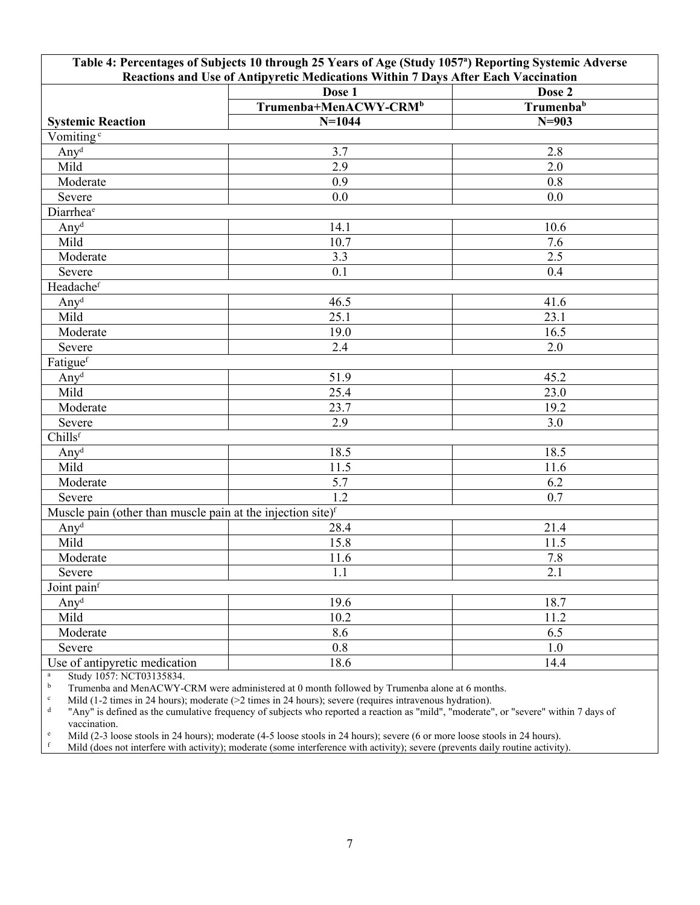**Table 4: Percentages of Subjects 10 through 25 Years of Age (Study 1057[a]) Reporting Systemic Adverse Reactions and Use of Antipyretic Medications Within 7 Days After Each Vaccination**

| | Dose 1 | Dose 2 |
|---|---|---|
| | Trumenba+MenACWY-CRM[b] | Trumenba[b] |
| **Systemic Reaction** | **N=1044** | **N=903** |
| Vomiting[c] | | |
| Any[d] | 3.7 | 2.8 |
| Mild | 2.9 | 2.0 |
| Moderate | 0.9 | 0.8 |
| Severe | 0.0 | 0.0 |
| Diarrhea[e] | | |
| Any[d] | 14.1 | 10.6 |
| Mild | 10.7 | 7.6 |
| Moderate | 3.3 | 2.5 |
| Severe | 0.1 | 0.4 |
| Headache[f] | | |
| Any[d] | 46.5 | 41.6 |
| Mild | 25.1 | 23.1 |
| Moderate | 19.0 | 16.5 |
| Severe | 2.4 | 2.0 |
| Fatigue[f] | | |
| Any[d] | 51.9 | 45.2 |
| Mild | 25.4 | 23.0 |
| Moderate | 23.7 | 19.2 |
| Severe | 2.9 | 3.0 |
| Chills[f] | | |
| Any[d] | 18.5 | 18.5 |
| Mild | 11.5 | 11.6 |
| Moderate | 5.7 | 6.2 |
| Severe | 1.2 | 0.7 |
| Muscle pain (other than muscle pain at the injection site)[f] | | |
| Any[d] | 28.4 | 21.4 |
| Mild | 15.8 | 11.5 |
| Moderate | 11.6 | 7.8 |
| Severe | 1.1 | 2.1 |
| Joint pain[f] | | |
| Any[d] | 19.6 | 18.7 |
| Mild | 10.2 | 11.2 |
| Moderate | 8.6 | 6.5 |
| Severe | 0.8 | 1.0 |
| Use of antipyretic medication | 18.6 | 14.4 |

[a] Study 1057: NCT03135834.
[b] Trumenba and MenACWY-CRM were administered at 0 month followed by Trumenba alone at 6 months.
[c] Mild (1-2 times in 24 hours); moderate (>2 times in 24 hours); severe (requires intravenous hydration).
[d] "Any" is defined as the cumulative frequency of subjects who reported a reaction as "mild", "moderate", or "severe" within 7 days of vaccination.
[e] Mild (2-3 loose stools in 24 hours); moderate (4-5 loose stools in 24 hours); severe (6 or more loose stools in 24 hours).
[f] Mild (does not interfere with activity); moderate (some interference with activity); severe (prevents daily routine activity).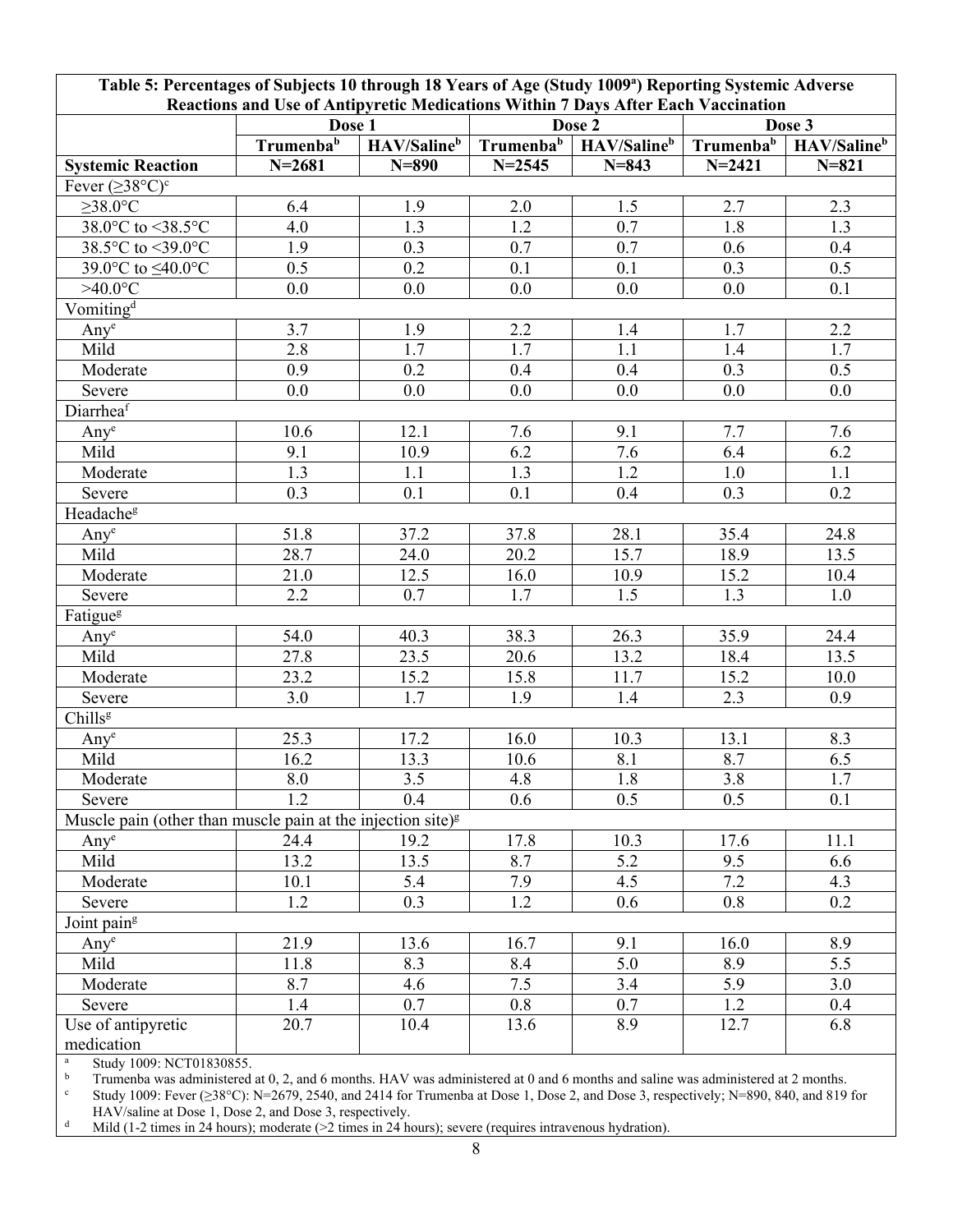**Table 5: Percentages of Subjects 10 through 18 Years of Age (Study 1009[a]) Reporting Systemic Adverse Reactions and Use of Antipyretic Medications Within 7 Days After Each Vaccination**

| | Dose 1 | | Dose 2 | | Dose 3 | |
|---|---|---|---|---|---|---|
| | Trumenba[b] | HAV/Saline[b] | Trumenba[b] | HAV/Saline[b] | Trumenba[b] | HAV/Saline[b] |
| **Systemic Reaction** | **N=2681** | **N=890** | **N=2545** | **N=843** | **N=2421** | **N=821** |
| Fever (≥38°C)[c] | | | | | | |
| ≥38.0°C | 6.4 | 1.9 | 2.0 | 1.5 | 2.7 | 2.3 |
| 38.0°C to <38.5°C | 4.0 | 1.3 | 1.2 | 0.7 | 1.8 | 1.3 |
| 38.5°C to <39.0°C | 1.9 | 0.3 | 0.7 | 0.7 | 0.6 | 0.4 |
| 39.0°C to ≤40.0°C | 0.5 | 0.2 | 0.1 | 0.1 | 0.3 | 0.5 |
| >40.0°C | 0.0 | 0.0 | 0.0 | 0.0 | 0.0 | 0.1 |
| Vomiting[d] | | | | | | |
| Any[e] | 3.7 | 1.9 | 2.2 | 1.4 | 1.7 | 2.2 |
| Mild | 2.8 | 1.7 | 1.7 | 1.1 | 1.4 | 1.7 |
| Moderate | 0.9 | 0.2 | 0.4 | 0.4 | 0.3 | 0.5 |
| Severe | 0.0 | 0.0 | 0.0 | 0.0 | 0.0 | 0.0 |
| Diarrhea[f] | | | | | | |
| Any[e] | 10.6 | 12.1 | 7.6 | 9.1 | 7.7 | 7.6 |
| Mild | 9.1 | 10.9 | 6.2 | 7.6 | 6.4 | 6.2 |
| Moderate | 1.3 | 1.1 | 1.3 | 1.2 | 1.0 | 1.1 |
| Severe | 0.3 | 0.1 | 0.1 | 0.4 | 0.3 | 0.2 |
| Headache[g] | | | | | | |
| Any[e] | 51.8 | 37.2 | 37.8 | 28.1 | 35.4 | 24.8 |
| Mild | 28.7 | 24.0 | 20.2 | 15.7 | 18.9 | 13.5 |
| Moderate | 21.0 | 12.5 | 16.0 | 10.9 | 15.2 | 10.4 |
| Severe | 2.2 | 0.7 | 1.7 | 1.5 | 1.3 | 1.0 |
| Fatigue[g] | | | | | | |
| Any[e] | 54.0 | 40.3 | 38.3 | 26.3 | 35.9 | 24.4 |
| Mild | 27.8 | 23.5 | 20.6 | 13.2 | 18.4 | 13.5 |
| Moderate | 23.2 | 15.2 | 15.8 | 11.7 | 15.2 | 10.0 |
| Severe | 3.0 | 1.7 | 1.9 | 1.4 | 2.3 | 0.9 |
| Chills[g] | | | | | | |
| Any[e] | 25.3 | 17.2 | 16.0 | 10.3 | 13.1 | 8.3 |
| Mild | 16.2 | 13.3 | 10.6 | 8.1 | 8.7 | 6.5 |
| Moderate | 8.0 | 3.5 | 4.8 | 1.8 | 3.8 | 1.7 |
| Severe | 1.2 | 0.4 | 0.6 | 0.5 | 0.5 | 0.1 |
| Muscle pain (other than muscle pain at the injection site)[g] | | | | | | |
| Any[e] | 24.4 | 19.2 | 17.8 | 10.3 | 17.6 | 11.1 |
| Mild | 13.2 | 13.5 | 8.7 | 5.2 | 9.5 | 6.6 |
| Moderate | 10.1 | 5.4 | 7.9 | 4.5 | 7.2 | 4.3 |
| Severe | 1.2 | 0.3 | 1.2 | 0.6 | 0.8 | 0.2 |
| Joint pain[g] | | | | | | |
| Any[e] | 21.9 | 13.6 | 16.7 | 9.1 | 16.0 | 8.9 |
| Mild | 11.8 | 8.3 | 8.4 | 5.0 | 8.9 | 5.5 |
| Moderate | 8.7 | 4.6 | 7.5 | 3.4 | 5.9 | 3.0 |
| Severe | 1.4 | 0.7 | 0.8 | 0.7 | 1.2 | 0.4 |
| Use of antipyretic medication | 20.7 | 10.4 | 13.6 | 8.9 | 12.7 | 6.8 |

[a] Study 1009: NCT01830855.

[b] Trumenba was administered at 0, 2, and 6 months. HAV was administered at 0 and 6 months and saline was administered at 2 months.

[c] Study 1009: Fever (≥38°C): N=2679, 2540, and 2414 for Trumenba at Dose 1, Dose 2, and Dose 3, respectively; N=890, 840, and 819 for HAV/saline at Dose 1, Dose 2, and Dose 3, respectively.

[d] Mild (1-2 times in 24 hours); moderate (>2 times in 24 hours); severe (requires intravenous hydration).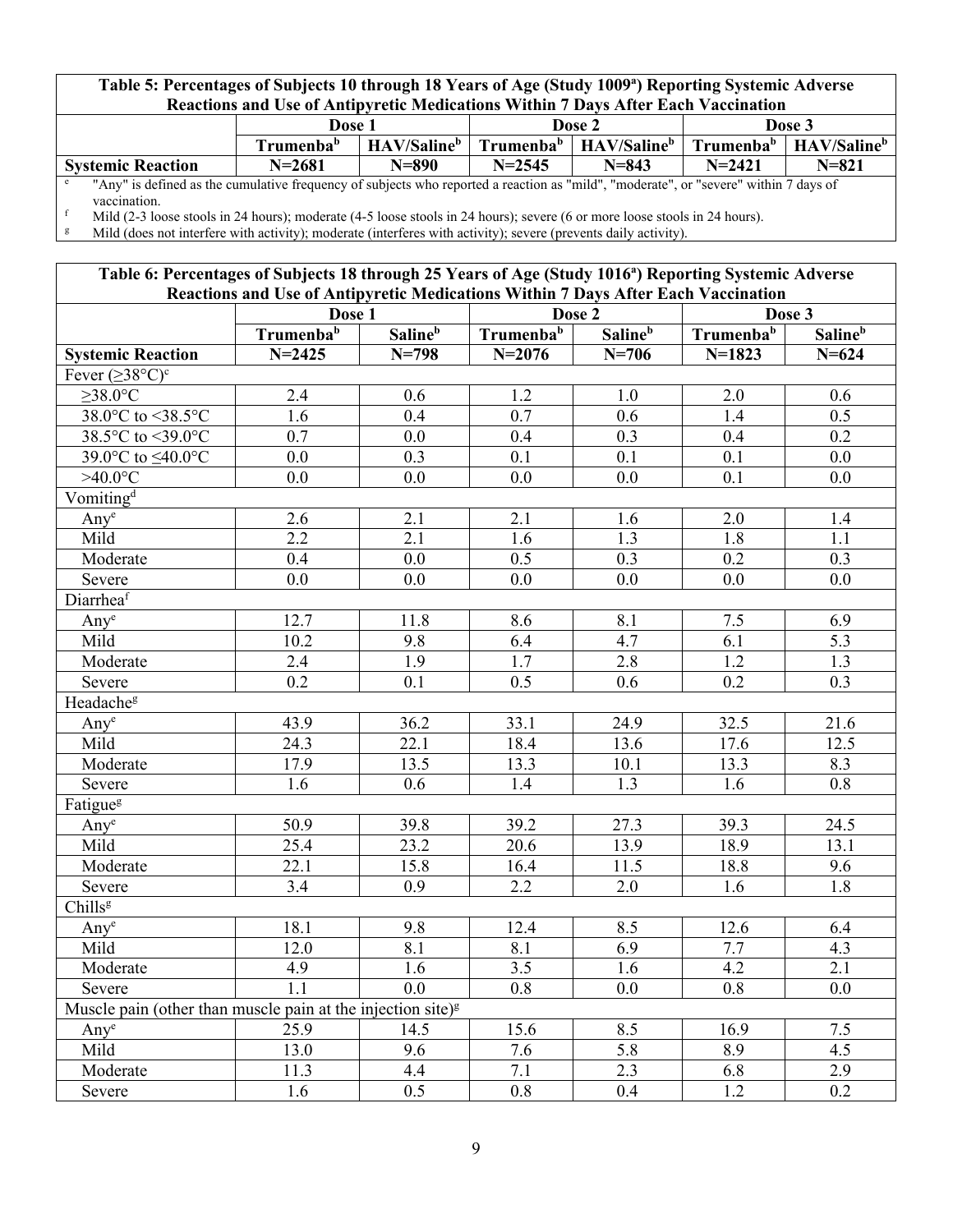| Table 5: Percentages of Subjects 10 through 18 Years of Age (Study 1009[a]) Reporting Systemic Adverse Reactions and Use of Antipyretic Medications Within 7 Days After Each Vaccination | | | | | | |
|---|---|---|---|---|---|---|
| | Dose 1 | | Dose 2 | | Dose 3 | |
| | Trumenba[b] | HAV/Saline[b] | Trumenba[b] | HAV/Saline[b] | Trumenba[b] | HAV/Saline[b] |
| **Systemic Reaction** | **N=2681** | **N=890** | **N=2545** | **N=843** | **N=2421** | **N=821** |

[e] "Any" is defined as the cumulative frequency of subjects who reported a reaction as "mild", "moderate", or "severe" within 7 days of vaccination.

[f] Mild (2-3 loose stools in 24 hours); moderate (4-5 loose stools in 24 hours); severe (6 or more loose stools in 24 hours).

[g] Mild (does not interfere with activity); moderate (interferes with activity); severe (prevents daily activity).

| Table 6: Percentages of Subjects 18 through 25 Years of Age (Study 1016[a]) Reporting Systemic Adverse Reactions and Use of Antipyretic Medications Within 7 Days After Each Vaccination | | | | | | |
|---|---|---|---|---|---|---|
| | Dose 1 | | Dose 2 | | Dose 3 | |
| | Trumenba[b] | Saline[b] | Trumenba[b] | Saline[b] | Trumenba[b] | Saline[b] |
| **Systemic Reaction** | **N=2425** | **N=798** | **N=2076** | **N=706** | **N=1823** | **N=624** |
| Fever (≥38°C)[c] | | | | | | |
| ≥38.0°C | 2.4 | 0.6 | 1.2 | 1.0 | 2.0 | 0.6 |
| 38.0°C to <38.5°C | 1.6 | 0.4 | 0.7 | 0.6 | 1.4 | 0.5 |
| 38.5°C to <39.0°C | 0.7 | 0.0 | 0.4 | 0.3 | 0.4 | 0.2 |
| 39.0°C to ≤40.0°C | 0.0 | 0.3 | 0.1 | 0.1 | 0.1 | 0.0 |
| >40.0°C | 0.0 | 0.0 | 0.0 | 0.0 | 0.1 | 0.0 |
| Vomiting[d] | | | | | | |
| Any[e] | 2.6 | 2.1 | 2.1 | 1.6 | 2.0 | 1.4 |
| Mild | 2.2 | 2.1 | 1.6 | 1.3 | 1.8 | 1.1 |
| Moderate | 0.4 | 0.0 | 0.5 | 0.3 | 0.2 | 0.3 |
| Severe | 0.0 | 0.0 | 0.0 | 0.0 | 0.0 | 0.0 |
| Diarrhea[f] | | | | | | |
| Any[e] | 12.7 | 11.8 | 8.6 | 8.1 | 7.5 | 6.9 |
| Mild | 10.2 | 9.8 | 6.4 | 4.7 | 6.1 | 5.3 |
| Moderate | 2.4 | 1.9 | 1.7 | 2.8 | 1.2 | 1.3 |
| Severe | 0.2 | 0.1 | 0.5 | 0.6 | 0.2 | 0.3 |
| Headache[g] | | | | | | |
| Any[e] | 43.9 | 36.2 | 33.1 | 24.9 | 32.5 | 21.6 |
| Mild | 24.3 | 22.1 | 18.4 | 13.6 | 17.6 | 12.5 |
| Moderate | 17.9 | 13.5 | 13.3 | 10.1 | 13.3 | 8.3 |
| Severe | 1.6 | 0.6 | 1.4 | 1.3 | 1.6 | 0.8 |
| Fatigue[g] | | | | | | |
| Any[e] | 50.9 | 39.8 | 39.2 | 27.3 | 39.3 | 24.5 |
| Mild | 25.4 | 23.2 | 20.6 | 13.9 | 18.9 | 13.1 |
| Moderate | 22.1 | 15.8 | 16.4 | 11.5 | 18.8 | 9.6 |
| Severe | 3.4 | 0.9 | 2.2 | 2.0 | 1.6 | 1.8 |
| Chills[g] | | | | | | |
| Any[e] | 18.1 | 9.8 | 12.4 | 8.5 | 12.6 | 6.4 |
| Mild | 12.0 | 8.1 | 8.1 | 6.9 | 7.7 | 4.3 |
| Moderate | 4.9 | 1.6 | 3.5 | 1.6 | 4.2 | 2.1 |
| Severe | 1.1 | 0.0 | 0.8 | 0.0 | 0.8 | 0.0 |
| Muscle pain (other than muscle pain at the injection site)[g] | | | | | | |
| Any[e] | 25.9 | 14.5 | 15.6 | 8.5 | 16.9 | 7.5 |
| Mild | 13.0 | 9.6 | 7.6 | 5.8 | 8.9 | 4.5 |
| Moderate | 11.3 | 4.4 | 7.1 | 2.3 | 6.8 | 2.9 |
| Severe | 1.6 | 0.5 | 0.8 | 0.4 | 1.2 | 0.2 |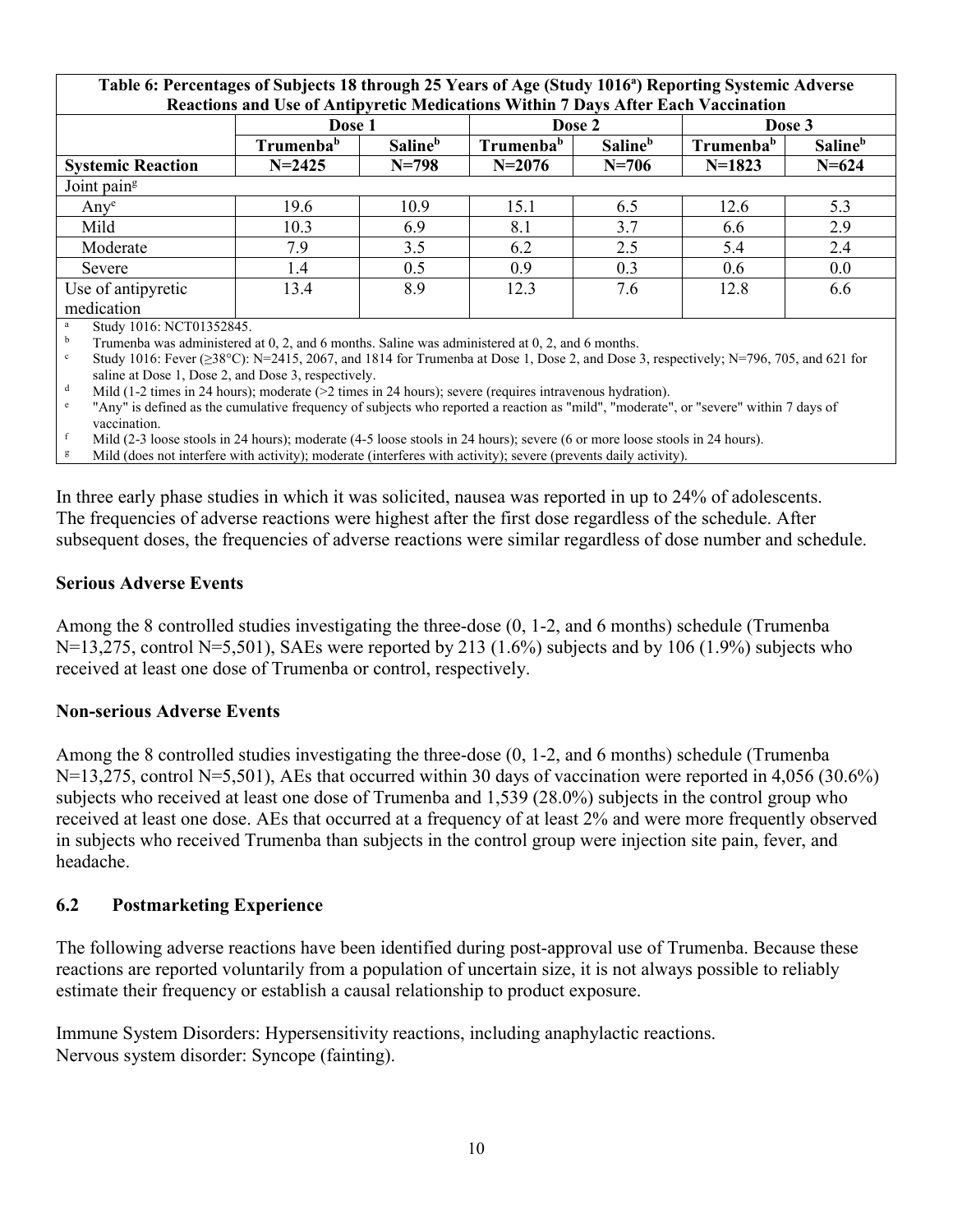| Table 6: Percentages of Subjects 18 through 25 Years of Age (Study 1016[a]) Reporting Systemic Adverse Reactions and Use of Antipyretic Medications Within 7 Days After Each Vaccination | | | | | | |
|---|---|---|---|---|---|---|
| | Dose 1 | | Dose 2 | | Dose 3 | |
| | Trumenba[b] | Saline[b] | Trumenba[b] | Saline[b] | Trumenba[b] | Saline[b] |
| **Systemic Reaction** | **N=2425** | **N=798** | **N=2076** | **N=706** | **N=1823** | **N=624** |
| Joint pain[g] | | | | | | |
| Any[e] | 19.6 | 10.9 | 15.1 | 6.5 | 12.6 | 5.3 |
| Mild | 10.3 | 6.9 | 8.1 | 3.7 | 6.6 | 2.9 |
| Moderate | 7.9 | 3.5 | 6.2 | 2.5 | 5.4 | 2.4 |
| Severe | 1.4 | 0.5 | 0.9 | 0.3 | 0.6 | 0.0 |
| Use of antipyretic medication | 13.4 | 8.9 | 12.3 | 7.6 | 12.8 | 6.6 |

[a] Study 1016: NCT01352845.
[b] Trumenba was administered at 0, 2, and 6 months. Saline was administered at 0, 2, and 6 months.
[c] Study 1016: Fever (≥38°C): N=2415, 2067, and 1814 for Trumenba at Dose 1, Dose 2, and Dose 3, respectively; N=796, 705, and 621 for saline at Dose 1, Dose 2, and Dose 3, respectively.
[d] Mild (1-2 times in 24 hours); moderate (>2 times in 24 hours); severe (requires intravenous hydration).
[e] "Any" is defined as the cumulative frequency of subjects who reported a reaction as "mild", "moderate", or "severe" within 7 days of vaccination.
[f] Mild (2-3 loose stools in 24 hours); moderate (4-5 loose stools in 24 hours); severe (6 or more loose stools in 24 hours).
[g] Mild (does not interfere with activity); moderate (interferes with activity); severe (prevents daily activity).

In three early phase studies in which it was solicited, nausea was reported in up to 24% of adolescents. The frequencies of adverse reactions were highest after the first dose regardless of the schedule. After subsequent doses, the frequencies of adverse reactions were similar regardless of dose number and schedule.

**Serious Adverse Events**

Among the 8 controlled studies investigating the three-dose (0, 1-2, and 6 months) schedule (Trumenba N=13,275, control N=5,501), SAEs were reported by 213 (1.6%) subjects and by 106 (1.9%) subjects who received at least one dose of Trumenba or control, respectively.

**Non-serious Adverse Events**

Among the 8 controlled studies investigating the three-dose (0, 1-2, and 6 months) schedule (Trumenba N=13,275, control N=5,501), AEs that occurred within 30 days of vaccination were reported in 4,056 (30.6%) subjects who received at least one dose of Trumenba and 1,539 (28.0%) subjects in the control group who received at least one dose. AEs that occurred at a frequency of at least 2% and were more frequently observed in subjects who received Trumenba than subjects in the control group were injection site pain, fever, and headache.

### 6.2 Postmarketing Experience

The following adverse reactions have been identified during post-approval use of Trumenba. Because these reactions are reported voluntarily from a population of uncertain size, it is not always possible to reliably estimate their frequency or establish a causal relationship to product exposure.

Immune System Disorders: Hypersensitivity reactions, including anaphylactic reactions.
Nervous system disorder: Syncope (fainting).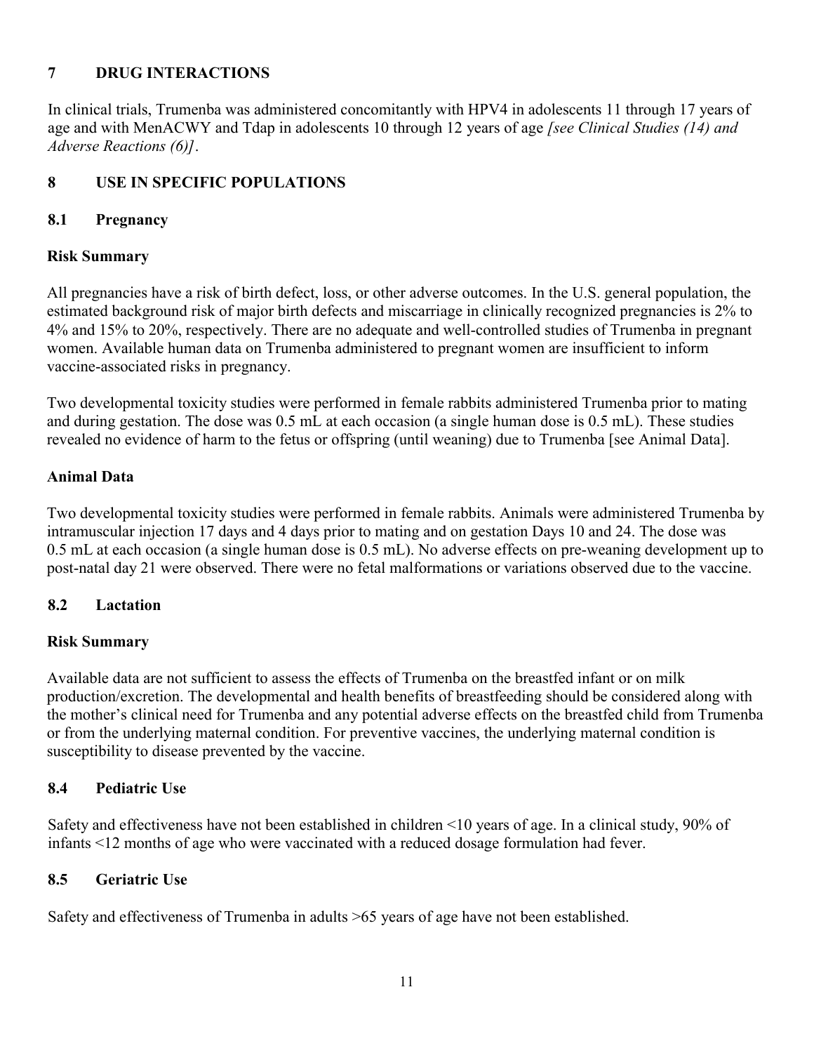## 7 DRUG INTERACTIONS

In clinical trials, Trumenba was administered concomitantly with HPV4 in adolescents 11 through 17 years of age and with MenACWY and Tdap in adolescents 10 through 12 years of age *[see Clinical Studies (14) and Adverse Reactions (6)]*.

## 8 USE IN SPECIFIC POPULATIONS

### 8.1 Pregnancy

**Risk Summary**

All pregnancies have a risk of birth defect, loss, or other adverse outcomes. In the U.S. general population, the estimated background risk of major birth defects and miscarriage in clinically recognized pregnancies is 2% to 4% and 15% to 20%, respectively. There are no adequate and well-controlled studies of Trumenba in pregnant women. Available human data on Trumenba administered to pregnant women are insufficient to inform vaccine-associated risks in pregnancy.

Two developmental toxicity studies were performed in female rabbits administered Trumenba prior to mating and during gestation. The dose was 0.5 mL at each occasion (a single human dose is 0.5 mL). These studies revealed no evidence of harm to the fetus or offspring (until weaning) due to Trumenba [see Animal Data].

**Animal Data**

Two developmental toxicity studies were performed in female rabbits. Animals were administered Trumenba by intramuscular injection 17 days and 4 days prior to mating and on gestation Days 10 and 24. The dose was 0.5 mL at each occasion (a single human dose is 0.5 mL). No adverse effects on pre-weaning development up to post-natal day 21 were observed. There were no fetal malformations or variations observed due to the vaccine.

### 8.2 Lactation

**Risk Summary**

Available data are not sufficient to assess the effects of Trumenba on the breastfed infant or on milk production/excretion. The developmental and health benefits of breastfeeding should be considered along with the mother's clinical need for Trumenba and any potential adverse effects on the breastfed child from Trumenba or from the underlying maternal condition. For preventive vaccines, the underlying maternal condition is susceptibility to disease prevented by the vaccine.

### 8.4 Pediatric Use

Safety and effectiveness have not been established in children <10 years of age. In a clinical study, 90% of infants <12 months of age who were vaccinated with a reduced dosage formulation had fever.

### 8.5 Geriatric Use

Safety and effectiveness of Trumenba in adults >65 years of age have not been established.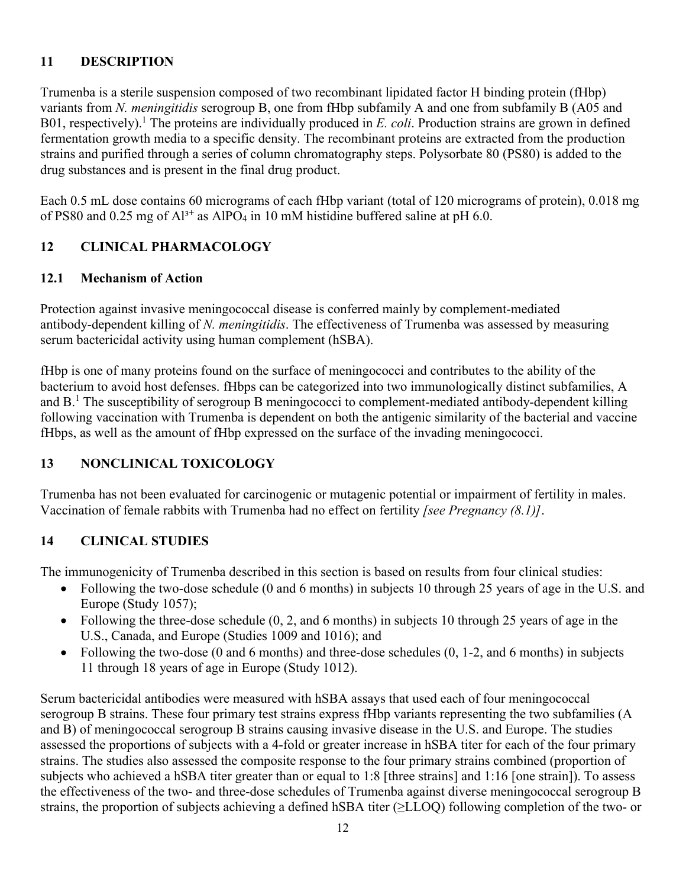## 11 DESCRIPTION

Trumenba is a sterile suspension composed of two recombinant lipidated factor H binding protein (fHbp) variants from *N. meningitidis* serogroup B, one from fHbp subfamily A and one from subfamily B (A05 and B01, respectively).[1] The proteins are individually produced in *E. coli*. Production strains are grown in defined fermentation growth media to a specific density. The recombinant proteins are extracted from the production strains and purified through a series of column chromatography steps. Polysorbate 80 (PS80) is added to the drug substances and is present in the final drug product.

Each 0.5 mL dose contains 60 micrograms of each fHbp variant (total of 120 micrograms of protein), 0.018 mg of PS80 and 0.25 mg of $Al^{3+}$ as $AlPO_4$ in 10 mM histidine buffered saline at pH 6.0.

## 12 CLINICAL PHARMACOLOGY

### 12.1 Mechanism of Action

Protection against invasive meningococcal disease is conferred mainly by complement-mediated antibody-dependent killing of *N. meningitidis*. The effectiveness of Trumenba was assessed by measuring serum bactericidal activity using human complement (hSBA).

fHbp is one of many proteins found on the surface of meningococci and contributes to the ability of the bacterium to avoid host defenses. fHbps can be categorized into two immunologically distinct subfamilies, A and B.[1] The susceptibility of serogroup B meningococci to complement-mediated antibody-dependent killing following vaccination with Trumenba is dependent on both the antigenic similarity of the bacterial and vaccine fHbps, as well as the amount of fHbp expressed on the surface of the invading meningococci.

## 13 NONCLINICAL TOXICOLOGY

Trumenba has not been evaluated for carcinogenic or mutagenic potential or impairment of fertility in males. Vaccination of female rabbits with Trumenba had no effect on fertility *[see Pregnancy (8.1)]*.

## 14 CLINICAL STUDIES

The immunogenicity of Trumenba described in this section is based on results from four clinical studies:

- Following the two-dose schedule (0 and 6 months) in subjects 10 through 25 years of age in the U.S. and Europe (Study 1057);
- Following the three-dose schedule (0, 2, and 6 months) in subjects 10 through 25 years of age in the U.S., Canada, and Europe (Studies 1009 and 1016); and
- Following the two-dose (0 and 6 months) and three-dose schedules (0, 1-2, and 6 months) in subjects 11 through 18 years of age in Europe (Study 1012).

Serum bactericidal antibodies were measured with hSBA assays that used each of four meningococcal serogroup B strains. These four primary test strains express fHbp variants representing the two subfamilies (A and B) of meningococcal serogroup B strains causing invasive disease in the U.S. and Europe. The studies assessed the proportions of subjects with a 4-fold or greater increase in hSBA titer for each of the four primary strains. The studies also assessed the composite response to the four primary strains combined (proportion of subjects who achieved a hSBA titer greater than or equal to 1:8 [three strains] and 1:16 [one strain]). To assess the effectiveness of the two- and three-dose schedules of Trumenba against diverse meningococcal serogroup B strains, the proportion of subjects achieving a defined hSBA titer (≥LLOQ) following completion of the two- or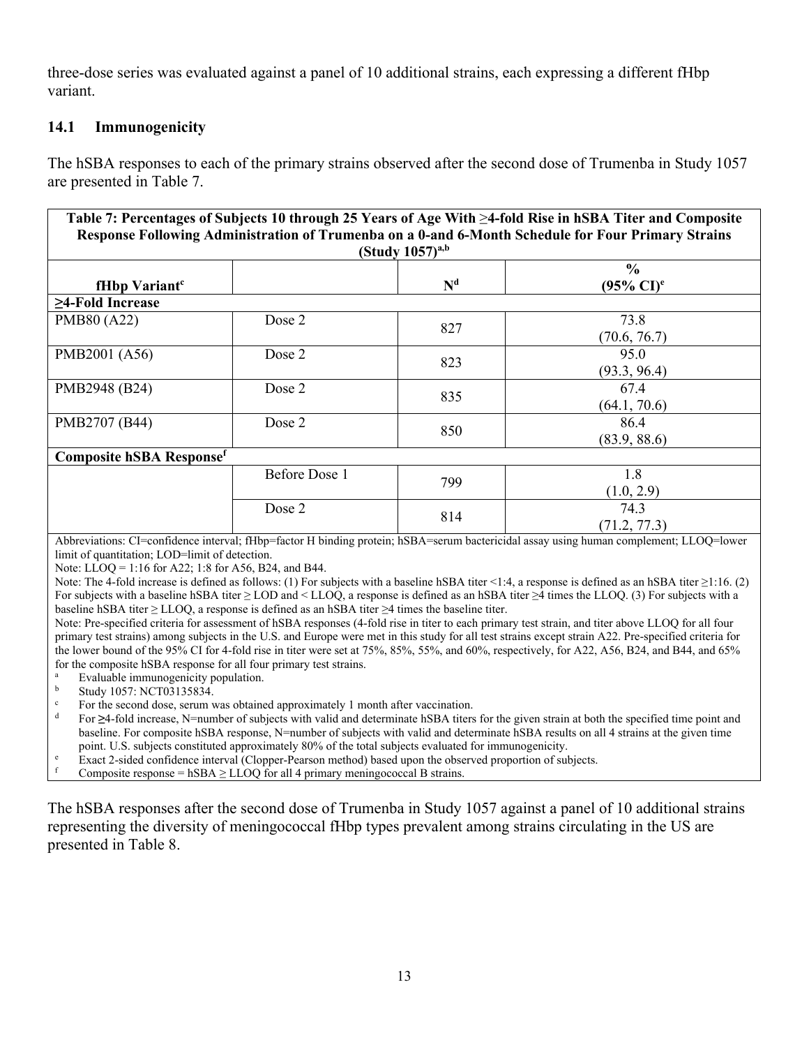three-dose series was evaluated against a panel of 10 additional strains, each expressing a different fHbp variant.

### 14.1 Immunogenicity

The hSBA responses to each of the primary strains observed after the second dose of Trumenba in Study 1057 are presented in Table 7.

**Table 7: Percentages of Subjects 10 through 25 Years of Age With ≥4-fold Rise in hSBA Titer and Composite Response Following Administration of Trumenba on a 0-and 6-Month Schedule for Four Primary Strains (Study 1057)[a,b]**

| fHbp Variant[c] | | N[d] | % (95% CI)[e] |
|---|---|---|---|
| **≥4-Fold Increase** | | | |
| PMB80 (A22) | Dose 2 | 827 | 73.8 (70.6, 76.7) |
| PMB2001 (A56) | Dose 2 | 823 | 95.0 (93.3, 96.4) |
| PMB2948 (B24) | Dose 2 | 835 | 67.4 (64.1, 70.6) |
| PMB2707 (B44) | Dose 2 | 850 | 86.4 (83.9, 88.6) |
| **Composite hSBA Response[f]** | | | |
| | Before Dose 1 | 799 | 1.8 (1.0, 2.9) |
| | Dose 2 | 814 | 74.3 (71.2, 77.3) |

Abbreviations: CI=confidence interval; fHbp=factor H binding protein; hSBA=serum bactericidal assay using human complement; LLOQ=lower limit of quantitation; LOD=limit of detection.

Note: LLOQ = 1:16 for A22; 1:8 for A56, B24, and B44.

Note: The 4-fold increase is defined as follows: (1) For subjects with a baseline hSBA titer <1:4, a response is defined as an hSBA titer ≥1:16. (2) For subjects with a baseline hSBA titer ≥ LOD and < LLOQ, a response is defined as an hSBA titer ≥4 times the LLOQ. (3) For subjects with a baseline hSBA titer ≥ LLOQ, a response is defined as an hSBA titer ≥4 times the baseline titer.

Note: Pre-specified criteria for assessment of hSBA responses (4-fold rise in titer to each primary test strain, and titer above LLOQ for all four primary test strains) among subjects in the U.S. and Europe were met in this study for all test strains except strain A22. Pre-specified criteria for the lower bound of the 95% CI for 4-fold rise in titer were set at 75%, 85%, 55%, and 60%, respectively, for A22, A56, B24, and B44, and 65% for the composite hSBA response for all four primary test strains.

a. Evaluable immunogenicity population.
b. Study 1057: NCT03135834.
c. For the second dose, serum was obtained approximately 1 month after vaccination.
d. For ≥4-fold increase, N=number of subjects with valid and determinate hSBA titers for the given strain at both the specified time point and baseline. For composite hSBA response, N=number of subjects with valid and determinate hSBA results on all 4 strains at the given time point. U.S. subjects constituted approximately 80% of the total subjects evaluated for immunogenicity.
e. Exact 2-sided confidence interval (Clopper-Pearson method) based upon the observed proportion of subjects.
f. Composite response = hSBA ≥ LLOQ for all 4 primary meningococcal B strains.

The hSBA responses after the second dose of Trumenba in Study 1057 against a panel of 10 additional strains representing the diversity of meningococcal fHbp types prevalent among strains circulating in the US are presented in Table 8.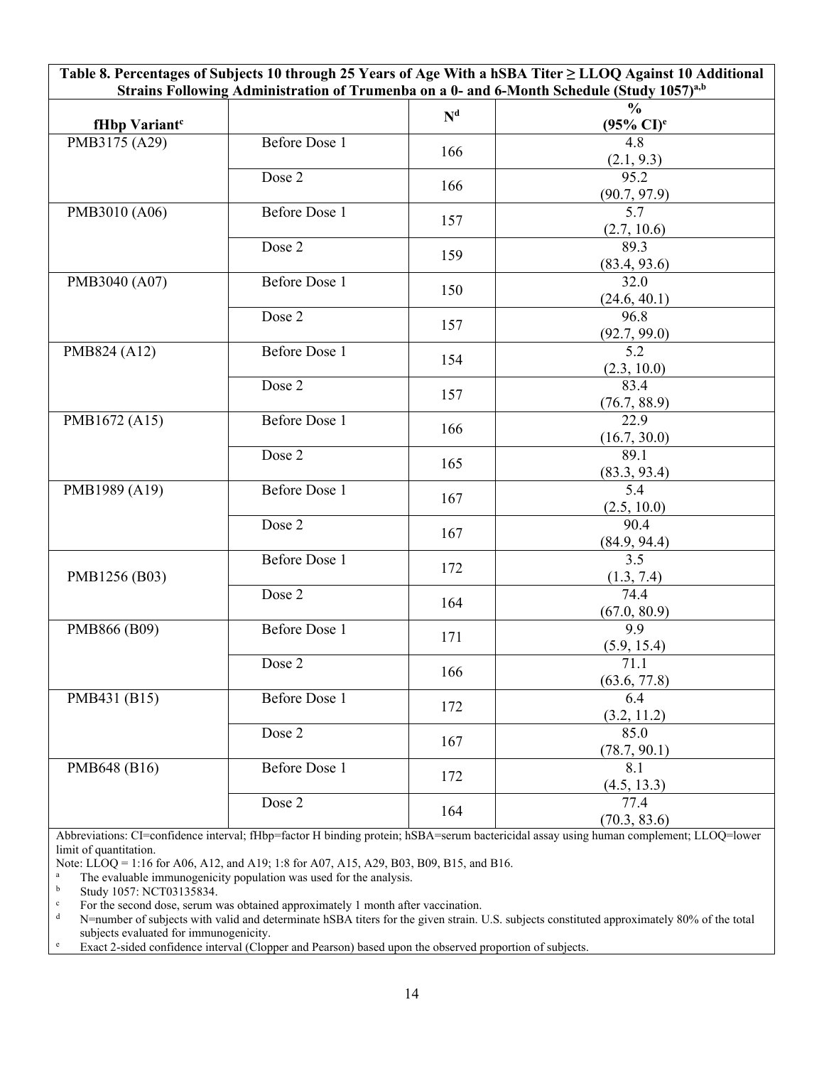**Table 8. Percentages of Subjects 10 through 25 Years of Age With a hSBA Titer ≥ LLOQ Against 10 Additional Strains Following Administration of Trumenba on a 0- and 6-Month Schedule (Study 1057)[a,b]**

| fHbp Variant[c] | | N[d] | % (95% CI)[e] |
|---|---|---|---|
| PMB3175 (A29) | Before Dose 1 | 166 | 4.8 (2.1, 9.3) |
| | Dose 2 | 166 | 95.2 (90.7, 97.9) |
| PMB3010 (A06) | Before Dose 1 | 157 | 5.7 (2.7, 10.6) |
| | Dose 2 | 159 | 89.3 (83.4, 93.6) |
| PMB3040 (A07) | Before Dose 1 | 150 | 32.0 (24.6, 40.1) |
| | Dose 2 | 157 | 96.8 (92.7, 99.0) |
| PMB824 (A12) | Before Dose 1 | 154 | 5.2 (2.3, 10.0) |
| | Dose 2 | 157 | 83.4 (76.7, 88.9) |
| PMB1672 (A15) | Before Dose 1 | 166 | 22.9 (16.7, 30.0) |
| | Dose 2 | 165 | 89.1 (83.3, 93.4) |
| PMB1989 (A19) | Before Dose 1 | 167 | 5.4 (2.5, 10.0) |
| | Dose 2 | 167 | 90.4 (84.9, 94.4) |
| PMB1256 (B03) | Before Dose 1 | 172 | 3.5 (1.3, 7.4) |
| | Dose 2 | 164 | 74.4 (67.0, 80.9) |
| PMB866 (B09) | Before Dose 1 | 171 | 9.9 (5.9, 15.4) |
| | Dose 2 | 166 | 71.1 (63.6, 77.8) |
| PMB431 (B15) | Before Dose 1 | 172 | 6.4 (3.2, 11.2) |
| | Dose 2 | 167 | 85.0 (78.7, 90.1) |
| PMB648 (B16) | Before Dose 1 | 172 | 8.1 (4.5, 13.3) |
| | Dose 2 | 164 | 77.4 (70.3, 83.6) |

Abbreviations: CI=confidence interval; fHbp=factor H binding protein; hSBA=serum bactericidal assay using human complement; LLOQ=lower limit of quantitation.

Note: LLOQ = 1:16 for A06, A12, and A19; 1:8 for A07, A15, A29, B03, B09, B15, and B16.

a The evaluable immunogenicity population was used for the analysis.

b Study 1057: NCT03135834.

c For the second dose, serum was obtained approximately 1 month after vaccination.

d N=number of subjects with valid and determinate hSBA titers for the given strain. U.S. subjects constituted approximately 80% of the total subjects evaluated for immunogenicity.

e Exact 2-sided confidence interval (Clopper and Pearson) based upon the observed proportion of subjects.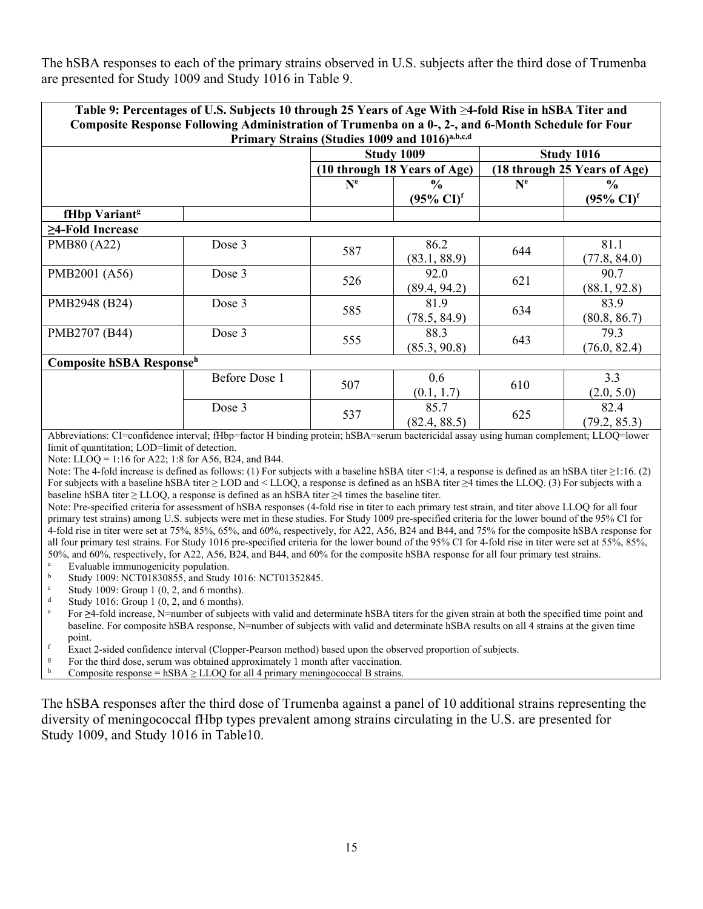The hSBA responses to each of the primary strains observed in U.S. subjects after the third dose of Trumenba are presented for Study 1009 and Study 1016 in Table 9.

**Table 9: Percentages of U.S. Subjects 10 through 25 Years of Age With ≥4-fold Rise in hSBA Titer and Composite Response Following Administration of Trumenba on a 0-, 2-, and 6-Month Schedule for Four Primary Strains (Studies 1009 and 1016)[a,b,c,d]**

| | | Study 1009 | | Study 1016 | |
|---|---|---|---|---|---|
| | | (10 through 18 Years of Age) | | (18 through 25 Years of Age) | |
| | | N[e] | % (95% CI)[f] | N[e] | % (95% CI)[f] |
| **fHbp Variant[g]** | | | | | |
| **≥4-Fold Increase** | | | | | |
| PMB80 (A22) | Dose 3 | 587 | 86.2 (83.1, 88.9) | 644 | 81.1 (77.8, 84.0) |
| PMB2001 (A56) | Dose 3 | 526 | 92.0 (89.4, 94.2) | 621 | 90.7 (88.1, 92.8) |
| PMB2948 (B24) | Dose 3 | 585 | 81.9 (78.5, 84.9) | 634 | 83.9 (80.8, 86.7) |
| PMB2707 (B44) | Dose 3 | 555 | 88.3 (85.3, 90.8) | 643 | 79.3 (76.0, 82.4) |
| **Composite hSBA Response[h]** | | | | | |
| | Before Dose 1 | 507 | 0.6 (0.1, 1.7) | 610 | 3.3 (2.0, 5.0) |
| | Dose 3 | 537 | 85.7 (82.4, 88.5) | 625 | 82.4 (79.2, 85.3) |

Abbreviations: CI=confidence interval; fHbp=factor H binding protein; hSBA=serum bactericidal assay using human complement; LLOQ=lower limit of quantitation; LOD=limit of detection.

Note: LLOQ = 1:16 for A22; 1:8 for A56, B24, and B44.

Note: The 4-fold increase is defined as follows: (1) For subjects with a baseline hSBA titer <1:4, a response is defined as an hSBA titer ≥1:16. (2) For subjects with a baseline hSBA titer ≥ LOD and < LLOQ, a response is defined as an hSBA titer ≥4 times the LLOQ. (3) For subjects with a baseline hSBA titer ≥ LLOQ, a response is defined as an hSBA titer ≥4 times the baseline titer.

Note: Pre-specified criteria for assessment of hSBA responses (4-fold rise in titer to each primary test strain, and titer above LLOQ for all four primary test strains) among U.S. subjects were met in these studies. For Study 1009 pre-specified criteria for the lower bound of the 95% CI for 4-fold rise in titer were set at 75%, 85%, 65%, and 60%, respectively, for A22, A56, B24 and B44, and 75% for the composite hSBA response for all four primary test strains. For Study 1016 pre-specified criteria for the lower bound of the 95% CI for 4-fold rise in titer were set at 55%, 85%, 50%, and 60%, respectively, for A22, A56, B24, and B44, and 60% for the composite hSBA response for all four primary test strains.

[a] Evaluable immunogenicity population.

[b] Study 1009: NCT01830855, and Study 1016: NCT01352845.

[c] Study 1009: Group 1 (0, 2, and 6 months).

[d] Study 1016: Group 1 (0, 2, and 6 months).

[e] For ≥4-fold increase, N=number of subjects with valid and determinate hSBA titers for the given strain at both the specified time point and baseline. For composite hSBA response, N=number of subjects with valid and determinate hSBA results on all 4 strains at the given time point.

[f] Exact 2-sided confidence interval (Clopper-Pearson method) based upon the observed proportion of subjects.

[g] For the third dose, serum was obtained approximately 1 month after vaccination.

[h] Composite response = hSBA ≥ LLOQ for all 4 primary meningococcal B strains.

The hSBA responses after the third dose of Trumenba against a panel of 10 additional strains representing the diversity of meningococcal fHbp types prevalent among strains circulating in the U.S. are presented for Study 1009, and Study 1016 in Table10.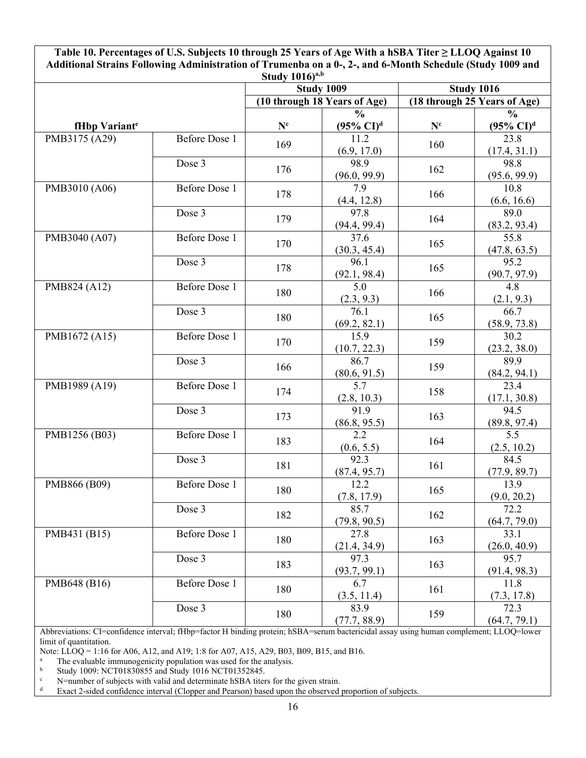**Table 10. Percentages of U.S. Subjects 10 through 25 Years of Age With a hSBA Titer ≥ LLOQ Against 10 Additional Strains Following Administration of Trumenba on a 0-, 2-, and 6-Month Schedule (Study 1009 and Study 1016)[a,b]**

| | | Study 1009 | | Study 1016 | |
|---|---|---|---|---|---|
| | | (10 through 18 Years of Age) | | (18 through 25 Years of Age) | |
| fHbp Variant[e] | | N[c] | % (95% CI)[d] | N[c] | % (95% CI)[d] |
| PMB3175 (A29) | Before Dose 1 | 169 | 11.2 (6.9, 17.0) | 160 | 23.8 (17.4, 31.1) |
| | Dose 3 | 176 | 98.9 (96.0, 99.9) | 162 | 98.8 (95.6, 99.9) |
| PMB3010 (A06) | Before Dose 1 | 178 | 7.9 (4.4, 12.8) | 166 | 10.8 (6.6, 16.6) |
| | Dose 3 | 179 | 97.8 (94.4, 99.4) | 164 | 89.0 (83.2, 93.4) |
| PMB3040 (A07) | Before Dose 1 | 170 | 37.6 (30.3, 45.4) | 165 | 55.8 (47.8, 63.5) |
| | Dose 3 | 178 | 96.1 (92.1, 98.4) | 165 | 95.2 (90.7, 97.9) |
| PMB824 (A12) | Before Dose 1 | 180 | 5.0 (2.3, 9.3) | 166 | 4.8 (2.1, 9.3) |
| | Dose 3 | 180 | 76.1 (69.2, 82.1) | 165 | 66.7 (58.9, 73.8) |
| PMB1672 (A15) | Before Dose 1 | 170 | 15.9 (10.7, 22.3) | 159 | 30.2 (23.2, 38.0) |
| | Dose 3 | 166 | 86.7 (80.6, 91.5) | 159 | 89.9 (84.2, 94.1) |
| PMB1989 (A19) | Before Dose 1 | 174 | 5.7 (2.8, 10.3) | 158 | 23.4 (17.1, 30.8) |
| | Dose 3 | 173 | 91.9 (86.8, 95.5) | 163 | 94.5 (89.8, 97.4) |
| PMB1256 (B03) | Before Dose 1 | 183 | 2.2 (0.6, 5.5) | 164 | 5.5 (2.5, 10.2) |
| | Dose 3 | 181 | 92.3 (87.4, 95.7) | 161 | 84.5 (77.9, 89.7) |
| PMB866 (B09) | Before Dose 1 | 180 | 12.2 (7.8, 17.9) | 165 | 13.9 (9.0, 20.2) |
| | Dose 3 | 182 | 85.7 (79.8, 90.5) | 162 | 72.2 (64.7, 79.0) |
| PMB431 (B15) | Before Dose 1 | 180 | 27.8 (21.4, 34.9) | 163 | 33.1 (26.0, 40.9) |
| | Dose 3 | 183 | 97.3 (93.7, 99.1) | 163 | 95.7 (91.4, 98.3) |
| PMB648 (B16) | Before Dose 1 | 180 | 6.7 (3.5, 11.4) | 161 | 11.8 (7.3, 17.8) |
| | Dose 3 | 180 | 83.9 (77.7, 88.9) | 159 | 72.3 (64.7, 79.1) |

Abbreviations: CI=confidence interval; fHbp=factor H binding protein; hSBA=serum bactericidal assay using human complement; LLOQ=lower limit of quantitation.

Note: LLOQ = 1:16 for A06, A12, and A19; 1:8 for A07, A15, A29, B03, B09, B15, and B16.

[a] The evaluable immunogenicity population was used for the analysis.

[b] Study 1009: NCT01830855 and Study 1016 NCT01352845.

[c] N=number of subjects with valid and determinate hSBA titers for the given strain.

[d] Exact 2-sided confidence interval (Clopper and Pearson) based upon the observed proportion of subjects.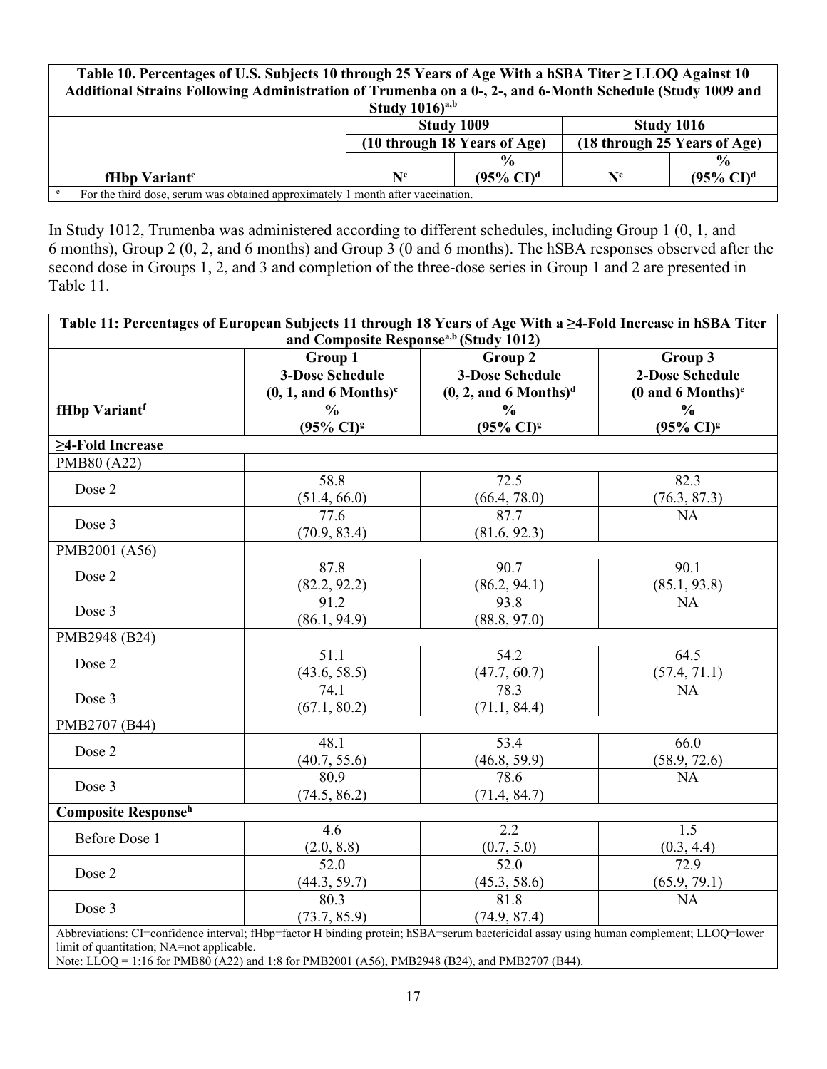| Table 10. Percentages of U.S. Subjects 10 through 25 Years of Age With a hSBA Titer ≥ LLOQ Against 10 Additional Strains Following Administration of Trumenba on a 0-, 2-, and 6-Month Schedule (Study 1009 and Study 1016)[a,b] | | | | |
|---|---|---|---|---|
| | Study 1009 | | Study 1016 | |
| | (10 through 18 Years of Age) | | (18 through 25 Years of Age) | |
| fHbp Variant[e] | N[c] | % (95% CI)[d] | N[c] | % (95% CI)[d] |

[c] For the third dose, serum was obtained approximately 1 month after vaccination.

In Study 1012, Trumenba was administered according to different schedules, including Group 1 (0, 1, and 6 months), Group 2 (0, 2, and 6 months) and Group 3 (0 and 6 months). The hSBA responses observed after the second dose in Groups 1, 2, and 3 and completion of the three-dose series in Group 1 and 2 are presented in Table 11.

| Table 11: Percentages of European Subjects 11 through 18 Years of Age With a ≥4-Fold Increase in hSBA Titer and Composite Response[a,b] (Study 1012) | | | |
|---|---|---|---|
| | Group 1 | Group 2 | Group 3 |
| | 3-Dose Schedule (0, 1, and 6 Months)[c] | 3-Dose Schedule (0, 2, and 6 Months)[d] | 2-Dose Schedule (0 and 6 Months)[e] |
| fHbp Variant[f] | % (95% CI)[g] | % (95% CI)[g] | % (95% CI)[g] |
| **≥4-Fold Increase** | | | |
| PMB80 (A22) | | | |
| Dose 2 | 58.8 (51.4, 66.0) | 72.5 (66.4, 78.0) | 82.3 (76.3, 87.3) |
| Dose 3 | 77.6 (70.9, 83.4) | 87.7 (81.6, 92.3) | NA |
| PMB2001 (A56) | | | |
| Dose 2 | 87.8 (82.2, 92.2) | 90.7 (86.2, 94.1) | 90.1 (85.1, 93.8) |
| Dose 3 | 91.2 (86.1, 94.9) | 93.8 (88.8, 97.0) | NA |
| PMB2948 (B24) | | | |
| Dose 2 | 51.1 (43.6, 58.5) | 54.2 (47.7, 60.7) | 64.5 (57.4, 71.1) |
| Dose 3 | 74.1 (67.1, 80.2) | 78.3 (71.1, 84.4) | NA |
| PMB2707 (B44) | | | |
| Dose 2 | 48.1 (40.7, 55.6) | 53.4 (46.8, 59.9) | 66.0 (58.9, 72.6) |
| Dose 3 | 80.9 (74.5, 86.2) | 78.6 (71.4, 84.7) | NA |
| **Composite Response[h]** | | | |
| Before Dose 1 | 4.6 (2.0, 8.8) | 2.2 (0.7, 5.0) | 1.5 (0.3, 4.4) |
| Dose 2 | 52.0 (44.3, 59.7) | 52.0 (45.3, 58.6) | 72.9 (65.9, 79.1) |
| Dose 3 | 80.3 (73.7, 85.9) | 81.8 (74.9, 87.4) | NA |

Abbreviations: CI=confidence interval; fHbp=factor H binding protein; hSBA=serum bactericidal assay using human complement; LLOQ=lower limit of quantitation; NA=not applicable.
Note: LLOQ = 1:16 for PMB80 (A22) and 1:8 for PMB2001 (A56), PMB2948 (B24), and PMB2707 (B44).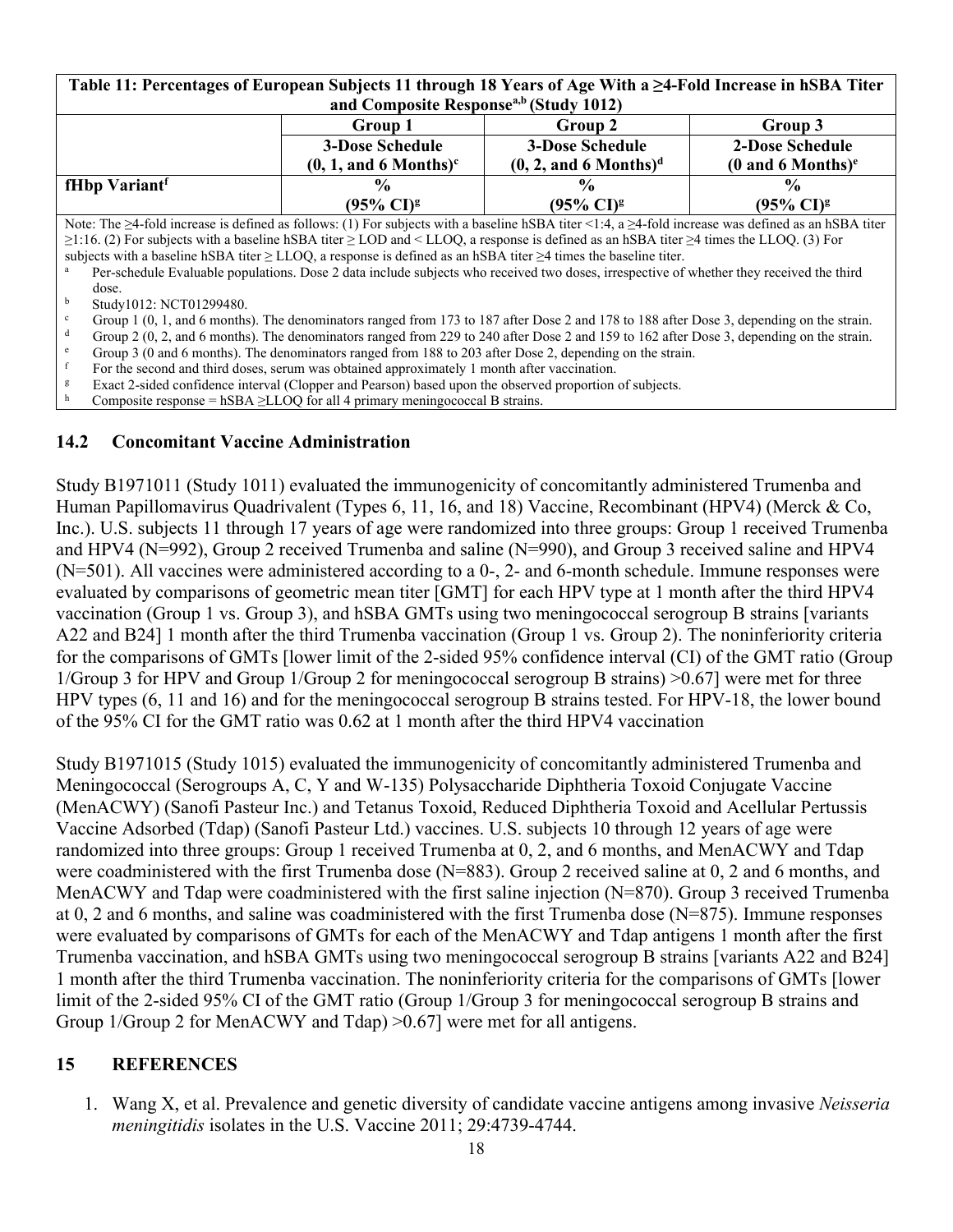| Table 11: Percentages of European Subjects 11 through 18 Years of Age With a ≥4-Fold Increase in hSBA Titer and Composite Response[a,b] (Study 1012) | | | |
|---|---|---|---|
| | Group 1 | Group 2 | Group 3 |
| | 3-Dose Schedule (0, 1, and 6 Months)[c] | 3-Dose Schedule (0, 2, and 6 Months)[d] | 2-Dose Schedule (0 and 6 Months)[e] |
| fHbp Variant[f] | % (95% CI)[g] | % (95% CI)[g] | % (95% CI)[g] |

Note: The ≥4-fold increase is defined as follows: (1) For subjects with a baseline hSBA titer <1:4, a ≥4-fold increase was defined as an hSBA titer ≥1:16. (2) For subjects with a baseline hSBA titer ≥ LOD and < LLOQ, a response is defined as an hSBA titer ≥4 times the LLOQ. (3) For subjects with a baseline hSBA titer ≥ LLOQ, a response is defined as an hSBA titer ≥4 times the baseline titer.

[a] Per-schedule Evaluable populations. Dose 2 data include subjects who received two doses, irrespective of whether they received the third dose.

[b] Study1012: NCT01299480.

[c] Group 1 (0, 1, and 6 months). The denominators ranged from 173 to 187 after Dose 2 and 178 to 188 after Dose 3, depending on the strain.

[d] Group 2 (0, 2, and 6 months). The denominators ranged from 229 to 240 after Dose 2 and 159 to 162 after Dose 3, depending on the strain.

[e] Group 3 (0 and 6 months). The denominators ranged from 188 to 203 after Dose 2, depending on the strain.

[f] For the second and third doses, serum was obtained approximately 1 month after vaccination.

[g] Exact 2-sided confidence interval (Clopper and Pearson) based upon the observed proportion of subjects.

[h] Composite response = hSBA ≥LLOQ for all 4 primary meningococcal B strains.

## 14.2 Concomitant Vaccine Administration

Study B1971011 (Study 1011) evaluated the immunogenicity of concomitantly administered Trumenba and Human Papillomavirus Quadrivalent (Types 6, 11, 16, and 18) Vaccine, Recombinant (HPV4) (Merck & Co, Inc.). U.S. subjects 11 through 17 years of age were randomized into three groups: Group 1 received Trumenba and HPV4 (N=992), Group 2 received Trumenba and saline (N=990), and Group 3 received saline and HPV4 (N=501). All vaccines were administered according to a 0-, 2- and 6-month schedule. Immune responses were evaluated by comparisons of geometric mean titer [GMT] for each HPV type at 1 month after the third HPV4 vaccination (Group 1 vs. Group 3), and hSBA GMTs using two meningococcal serogroup B strains [variants A22 and B24] 1 month after the third Trumenba vaccination (Group 1 vs. Group 2). The noninferiority criteria for the comparisons of GMTs [lower limit of the 2-sided 95% confidence interval (CI) of the GMT ratio (Group 1/Group 3 for HPV and Group 1/Group 2 for meningococcal serogroup B strains) >0.67] were met for three HPV types (6, 11 and 16) and for the meningococcal serogroup B strains tested. For HPV-18, the lower bound of the 95% CI for the GMT ratio was 0.62 at 1 month after the third HPV4 vaccination

Study B1971015 (Study 1015) evaluated the immunogenicity of concomitantly administered Trumenba and Meningococcal (Serogroups A, C, Y and W-135) Polysaccharide Diphtheria Toxoid Conjugate Vaccine (MenACWY) (Sanofi Pasteur Inc.) and Tetanus Toxoid, Reduced Diphtheria Toxoid and Acellular Pertussis Vaccine Adsorbed (Tdap) (Sanofi Pasteur Ltd.) vaccines. U.S. subjects 10 through 12 years of age were randomized into three groups: Group 1 received Trumenba at 0, 2, and 6 months, and MenACWY and Tdap were coadministered with the first Trumenba dose (N=883). Group 2 received saline at 0, 2 and 6 months, and MenACWY and Tdap were coadministered with the first saline injection (N=870). Group 3 received Trumenba at 0, 2 and 6 months, and saline was coadministered with the first Trumenba dose (N=875). Immune responses were evaluated by comparisons of GMTs for each of the MenACWY and Tdap antigens 1 month after the first Trumenba vaccination, and hSBA GMTs using two meningococcal serogroup B strains [variants A22 and B24] 1 month after the third Trumenba vaccination. The noninferiority criteria for the comparisons of GMTs [lower limit of the 2-sided 95% CI of the GMT ratio (Group 1/Group 3 for meningococcal serogroup B strains and Group 1/Group 2 for MenACWY and Tdap) >0.67] were met for all antigens.

# 15 REFERENCES

1. Wang X, et al. Prevalence and genetic diversity of candidate vaccine antigens among invasive *Neisseria meningitidis* isolates in the U.S. Vaccine 2011; 29:4739-4744.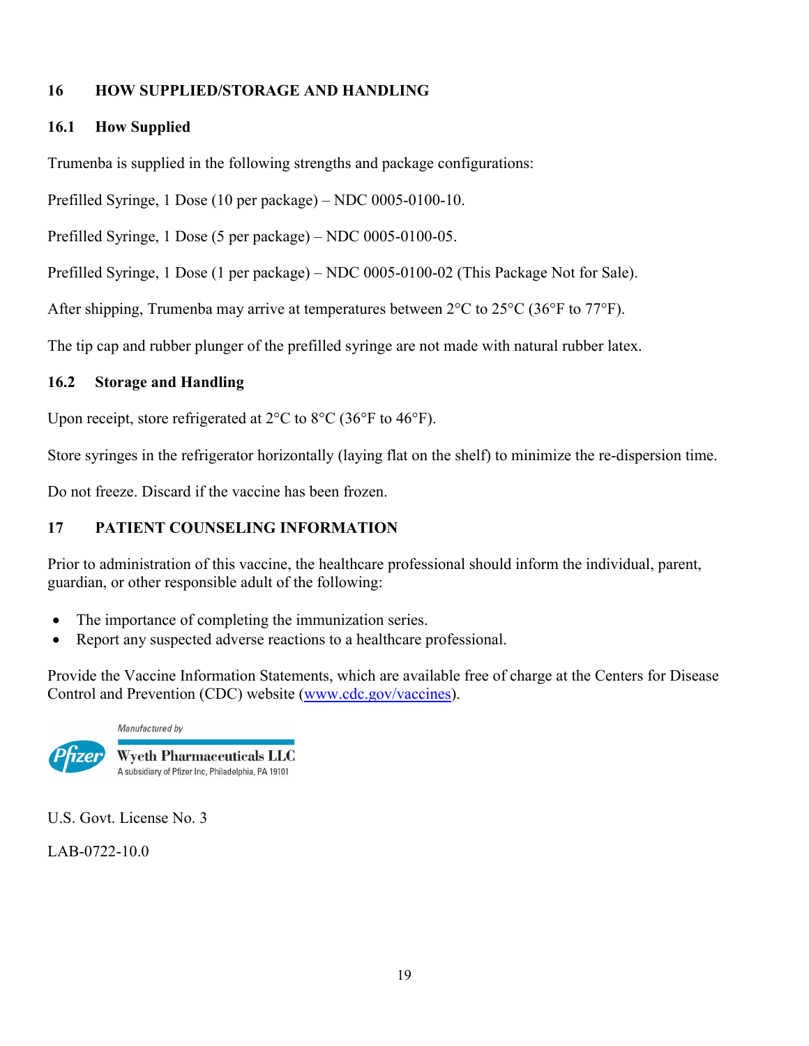## 16 HOW SUPPLIED/STORAGE AND HANDLING

### 16.1 How Supplied

Trumenba is supplied in the following strengths and package configurations:

Prefilled Syringe, 1 Dose (10 per package) – NDC 0005-0100-10.

Prefilled Syringe, 1 Dose (5 per package) – NDC 0005-0100-05.

Prefilled Syringe, 1 Dose (1 per package) – NDC 0005-0100-02 (This Package Not for Sale).

After shipping, Trumenba may arrive at temperatures between 2°C to 25°C (36°F to 77°F).

The tip cap and rubber plunger of the prefilled syringe are not made with natural rubber latex.

### 16.2 Storage and Handling

Upon receipt, store refrigerated at 2°C to 8°C (36°F to 46°F).

Store syringes in the refrigerator horizontally (laying flat on the shelf) to minimize the re-dispersion time.

Do not freeze. Discard if the vaccine has been frozen.

## 17 PATIENT COUNSELING INFORMATION

Prior to administration of this vaccine, the healthcare professional should inform the individual, parent, guardian, or other responsible adult of the following:

- The importance of completing the immunization series.
- Report any suspected adverse reactions to a healthcare professional.

Provide the Vaccine Information Statements, which are available free of charge at the Centers for Disease Control and Prevention (CDC) website (www.cdc.gov/vaccines).

Manufactured by

Pfizer

Wyeth Pharmaceuticals LLC

A subsidiary of Pfizer Inc, Philadelphia, PA 19101

U.S. Govt. License No. 3

LAB-0722-10.0